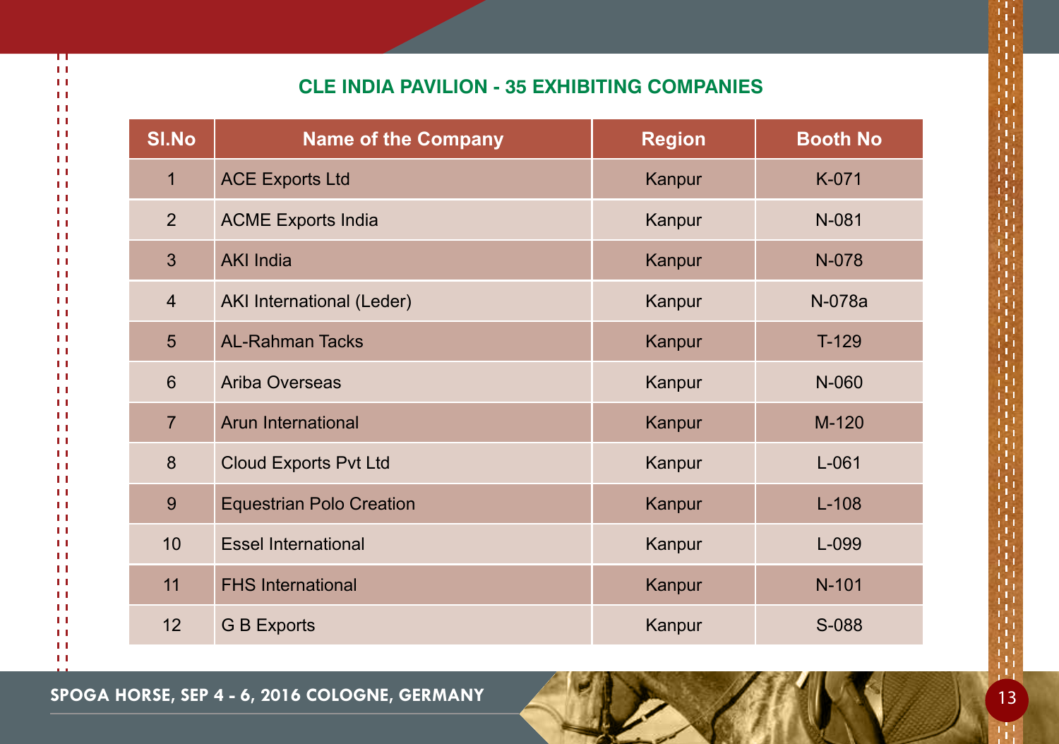## CLE INDIA PAVILION - 35 EXHIBITING COMPANIES

| Sl.No | Name of the Company | Region | Booth No |
|---|---|---|---|
| 1 | ACE Exports Ltd | Kanpur | K-071 |
| 2 | ACME Exports India | Kanpur | N-081 |
| 3 | AKI India | Kanpur | N-078 |
| 4 | AKI International (Leder) | Kanpur | N-078a |
| 5 | AL-Rahman Tacks | Kanpur | T-129 |
| 6 | Ariba Overseas | Kanpur | N-060 |
| 7 | Arun International | Kanpur | M-120 |
| 8 | Cloud Exports Pvt Ltd | Kanpur | L-061 |
| 9 | Equestrian Polo Creation | Kanpur | L-108 |
| 10 | Essel International | Kanpur | L-099 |
| 11 | FHS International | Kanpur | N-101 |
| 12 | G B Exports | Kanpur | S-088 |

SPOGA HORSE, SEP 4 - 6, 2016 COLOGNE, GERMANY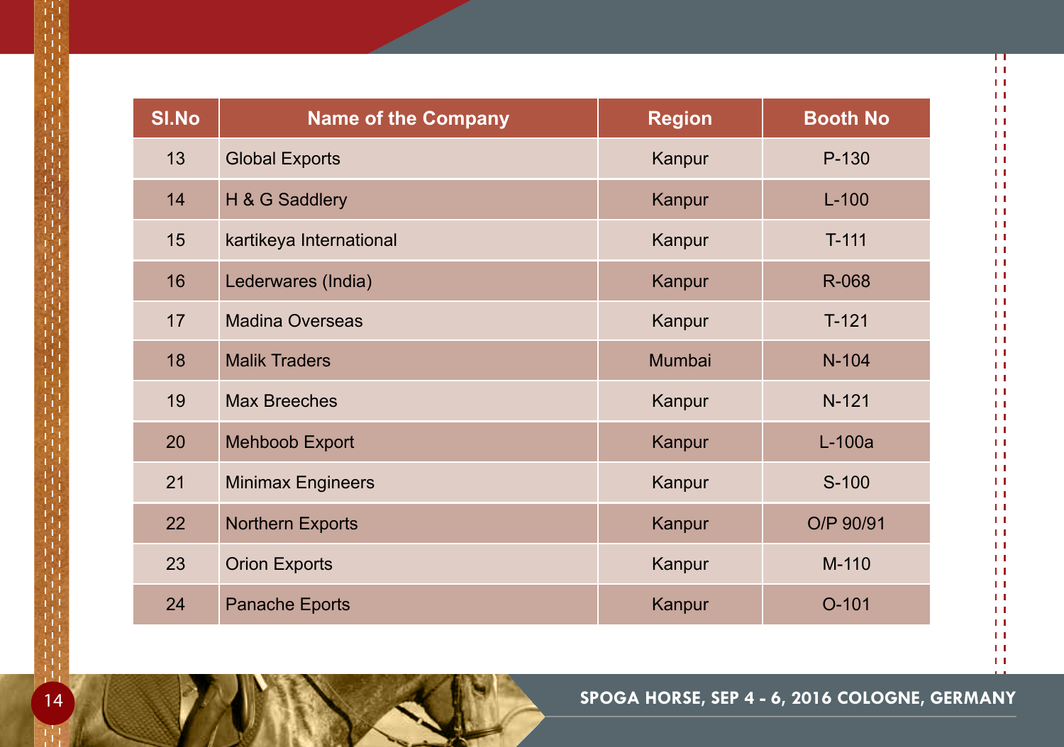| Sl.No | Name of the Company | Region | Booth No |
|---|---|---|---|
| 13 | Global Exports | Kanpur | P-130 |
| 14 | H & G Saddlery | Kanpur | L-100 |
| 15 | kartikeya International | Kanpur | T-111 |
| 16 | Lederwares (India) | Kanpur | R-068 |
| 17 | Madina Overseas | Kanpur | T-121 |
| 18 | Malik Traders | Mumbai | N-104 |
| 19 | Max Breeches | Kanpur | N-121 |
| 20 | Mehboob Export | Kanpur | L-100a |
| 21 | Minimax Engineers | Kanpur | S-100 |
| 22 | Northern Exports | Kanpur | O/P 90/91 |
| 23 | Orion Exports | Kanpur | M-110 |
| 24 | Panache Eports | Kanpur | O-101 |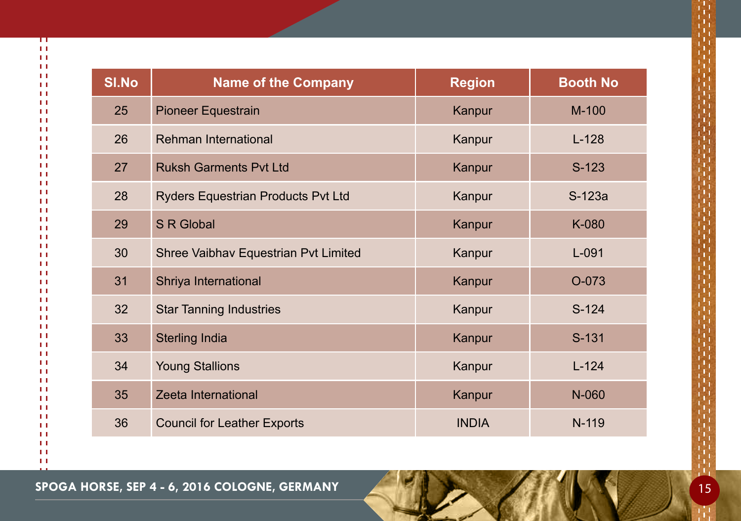| Sl.No | Name of the Company | Region | Booth No |
|---|---|---|---|
| 25 | Pioneer Equestrain | Kanpur | M-100 |
| 26 | Rehman International | Kanpur | L-128 |
| 27 | Ruksh Garments Pvt Ltd | Kanpur | S-123 |
| 28 | Ryders Equestrian Products Pvt Ltd | Kanpur | S-123a |
| 29 | S R Global | Kanpur | K-080 |
| 30 | Shree Vaibhav Equestrian Pvt Limited | Kanpur | L-091 |
| 31 | Shriya International | Kanpur | O-073 |
| 32 | Star Tanning Industries | Kanpur | S-124 |
| 33 | Sterling India | Kanpur | S-131 |
| 34 | Young Stallions | Kanpur | L-124 |
| 35 | Zeeta International | Kanpur | N-060 |
| 36 | Council for Leather Exports | INDIA | N-119 |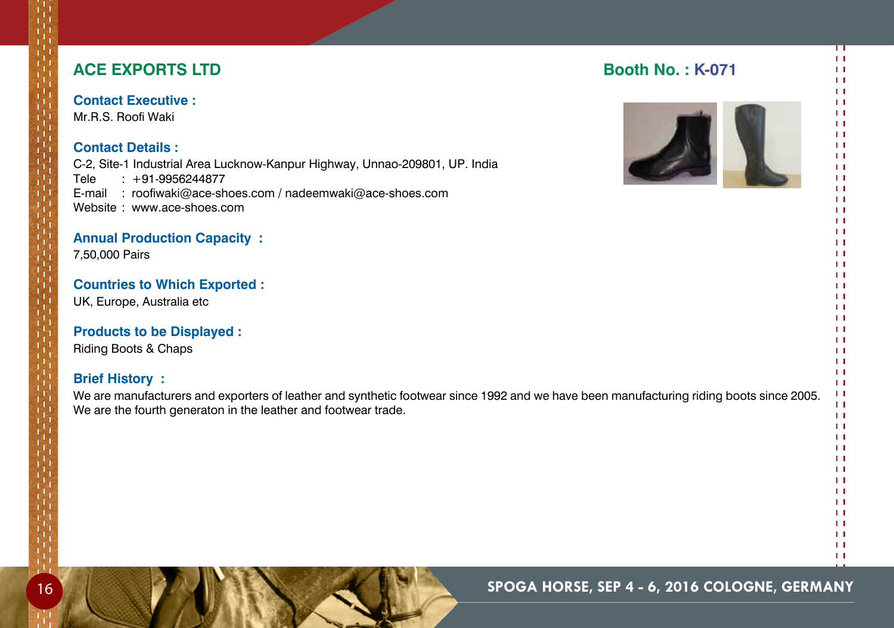## ACE EXPORTS LTD

**Booth No. : K-071**

**Contact Executive :**
Mr.R.S. Roofi Waki

**Contact Details :**
C-2, Site-1 Industrial Area Lucknow-Kanpur Highway, Unnao-209801, UP. India
Tele : +91-9956244877
E-mail : roofiwaki@ace-shoes.com / nadeemwaki@ace-shoes.com
Website : www.ace-shoes.com

**Annual Production Capacity :**
7,50,000 Pairs

**Countries to Which Exported :**
UK, Europe, Australia etc

**Products to be Displayed :**
Riding Boots & Chaps

**Brief History :**
We are manufacturers and exporters of leather and synthetic footwear since 1992 and we have been manufacturing riding boots since 2005. We are the fourth generaton in the leather and footwear trade.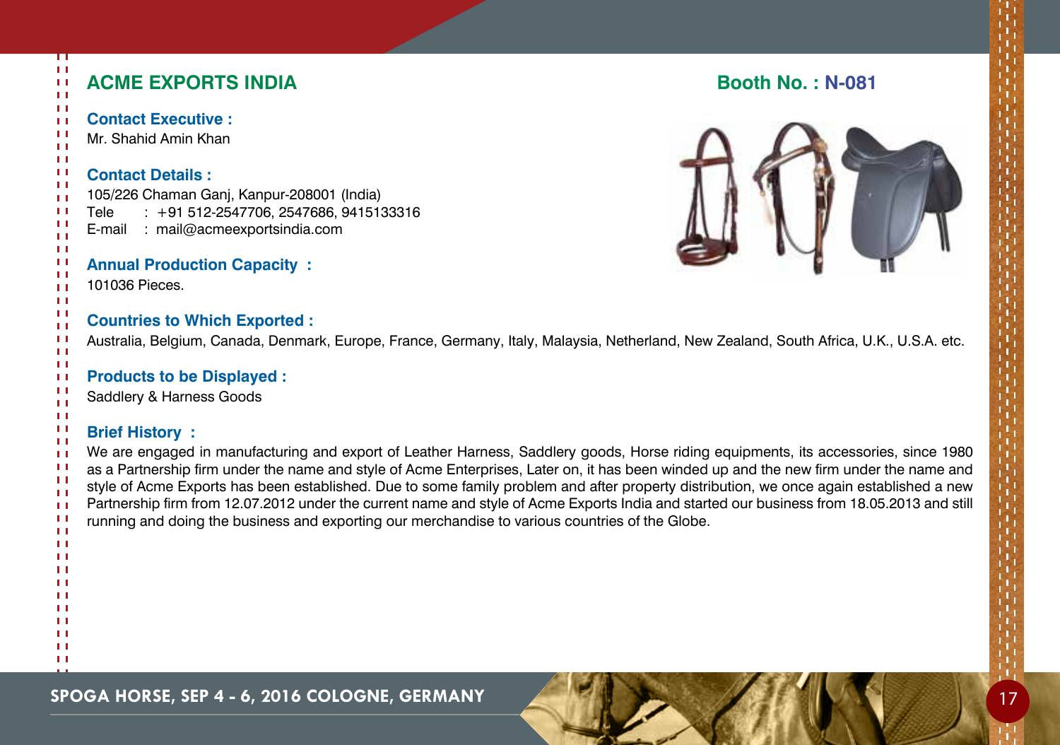## ACME EXPORTS INDIA

**Booth No. : N-081**

**Contact Executive :**
Mr. Shahid Amin Khan

**Contact Details :**
105/226 Chaman Ganj, Kanpur-208001 (India)
Tele : +91 512-2547706, 2547686, 9415133316
E-mail : mail@acmeexportsindia.com

**Annual Production Capacity :**
101036 Pieces.

**Countries to Which Exported :**
Australia, Belgium, Canada, Denmark, Europe, France, Germany, Italy, Malaysia, Netherland, New Zealand, South Africa, U.K., U.S.A. etc.

**Products to be Displayed :**
Saddlery & Harness Goods

**Brief History :**
We are engaged in manufacturing and export of Leather Harness, Saddlery goods, Horse riding equipments, its accessories, since 1980 as a Partnership firm under the name and style of Acme Enterprises, Later on, it has been winded up and the new firm under the name and style of Acme Exports has been established. Due to some family problem and after property distribution, we once again established a new Partnership firm from 12.07.2012 under the current name and style of Acme Exports India and started our business from 18.05.2013 and still running and doing the business and exporting our merchandise to various countries of the Globe.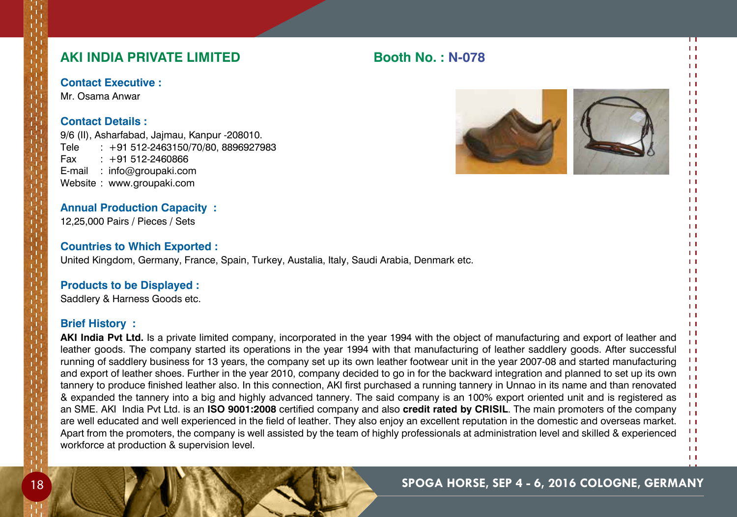## AKI INDIA PRIVATE LIMITED

**Booth No. : N-078**

### Contact Executive :

Mr. Osama Anwar

### Contact Details :

9/6 (II), Asharfabad, Jajmau, Kanpur -208010.
Tele : +91 512-2463150/70/80, 8896927983
Fax : +91 512-2460866
E-mail : info@groupaki.com
Website : www.groupaki.com

### Annual Production Capacity :

12,25,000 Pairs / Pieces / Sets

### Countries to Which Exported :

United Kingdom, Germany, France, Spain, Turkey, Austalia, Italy, Saudi Arabia, Denmark etc.

### Products to be Displayed :

Saddlery & Harness Goods etc.

### Brief History :

**AKI India Pvt Ltd.** Is a private limited company, incorporated in the year 1994 with the object of manufacturing and export of leather and leather goods. The company started its operations in the year 1994 with that manufacturing of leather saddlery goods. After successful running of saddlery business for 13 years, the company set up its own leather footwear unit in the year 2007-08 and started manufacturing and export of leather shoes. Further in the year 2010, company decided to go in for the backward integration and planned to set up its own tannery to produce finished leather also. In this connection, AKI first purchased a running tannery in Unnao in its name and than renovated & expanded the tannery into a big and highly advanced tannery. The said company is an 100% export oriented unit and is registered as an SME. AKI India Pvt Ltd. is an **ISO 9001:2008** certified company and also **credit rated by CRISIL**. The main promoters of the company are well educated and well experienced in the field of leather. They also enjoy an excellent reputation in the domestic and overseas market. Apart from the promoters, the company is well assisted by the team of highly professionals at administration level and skilled & experienced workforce at production & supervision level.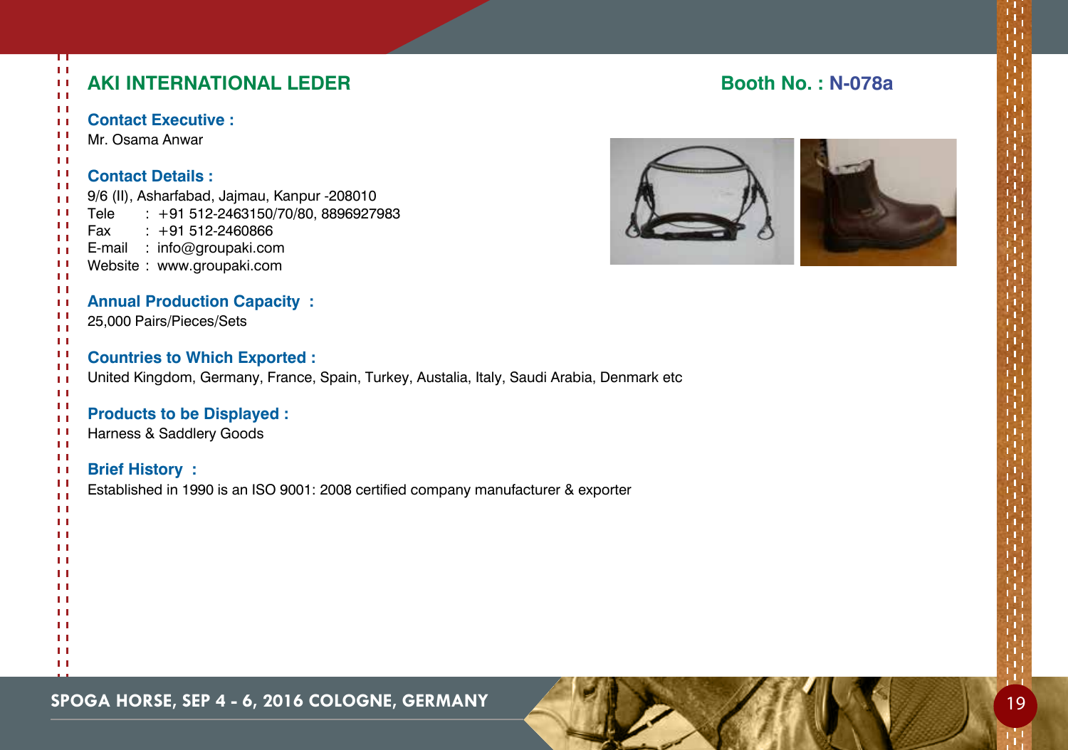## AKI INTERNATIONAL LEDER

**Booth No. : N-078a**

**Contact Executive :**
Mr. Osama Anwar

**Contact Details :**
9/6 (II), Asharfabad, Jajmau, Kanpur -208010
Tele : +91 512-2463150/70/80, 8896927983
Fax : +91 512-2460866
E-mail : info@groupaki.com
Website : www.groupaki.com

**Annual Production Capacity :**
25,000 Pairs/Pieces/Sets

**Countries to Which Exported :**
United Kingdom, Germany, France, Spain, Turkey, Austalia, Italy, Saudi Arabia, Denmark etc

**Products to be Displayed :**
Harness & Saddlery Goods

**Brief History :**
Established in 1990 is an ISO 9001: 2008 certified company manufacturer & exporter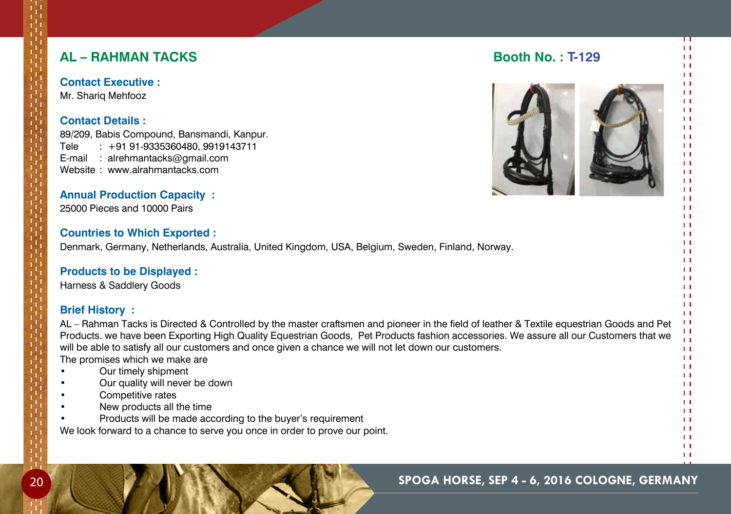## AL – RAHMAN TACKS

**Booth No. : T-129**

**Contact Executive :**
Mr. Shariq Mehfooz

**Contact Details :**
89/209, Babis Compound, Bansmandi, Kanpur.
Tele : +91 91-9335360480, 9919143711
E-mail : alrehmantacks@gmail.com
Website : www.alrahmantacks.com

**Annual Production Capacity :**
25000 Pieces and 10000 Pairs

**Countries to Which Exported :**
Denmark, Germany, Netherlands, Australia, United Kingdom, USA, Belgium, Sweden, Finland, Norway.

**Products to be Displayed :**
Harness & Saddlery Goods

**Brief History :**
AL – Rahman Tacks is Directed & Controlled by the master craftsmen and pioneer in the field of leather & Textile equestrian Goods and Pet Products. we have been Exporting High Quality Equestrian Goods, Pet Products fashion accessories. We assure all our Customers that we will be able to satisfy all our customers and once given a chance we will not let down our customers.
The promises which we make are

- Our timely shipment
- Our quality will never be down
- Competitive rates
- New products all the time
- Products will be made according to the buyer's requirement

We look forward to a chance to serve you once in order to prove our point.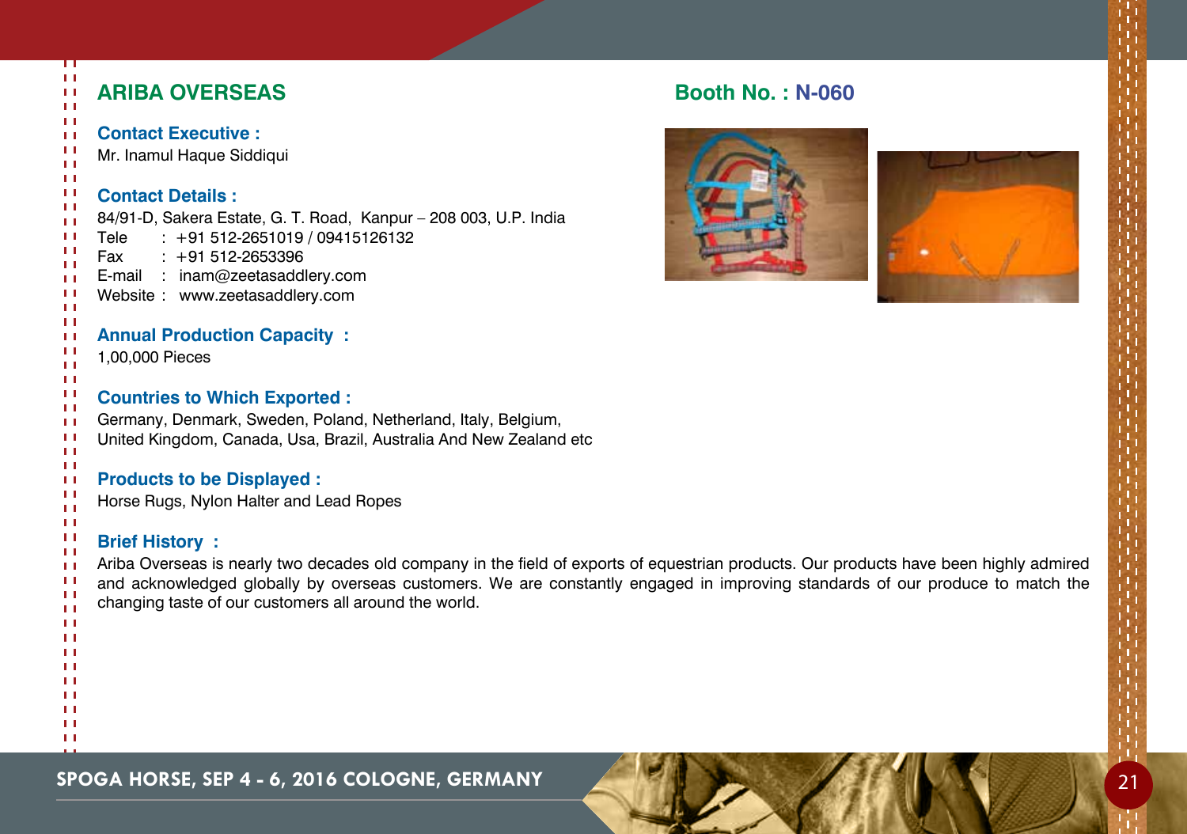## ARIBA OVERSEAS

**Booth No. : N-060**

**Contact Executive :**
Mr. Inamul Haque Siddiqui

**Contact Details :**
84/91-D, Sakera Estate, G. T. Road, Kanpur – 208 003, U.P. India
Tele : +91 512-2651019 / 09415126132
Fax : +91 512-2653396
E-mail : inam@zeetasaddlery.com
Website : www.zeetasaddlery.com

**Annual Production Capacity :**
1,00,000 Pieces

**Countries to Which Exported :**
Germany, Denmark, Sweden, Poland, Netherland, Italy, Belgium, United Kingdom, Canada, Usa, Brazil, Australia And New Zealand etc

**Products to be Displayed :**
Horse Rugs, Nylon Halter and Lead Ropes

**Brief History :**
Ariba Overseas is nearly two decades old company in the field of exports of equestrian products. Our products have been highly admired and acknowledged globally by overseas customers. We are constantly engaged in improving standards of our produce to match the changing taste of our customers all around the world.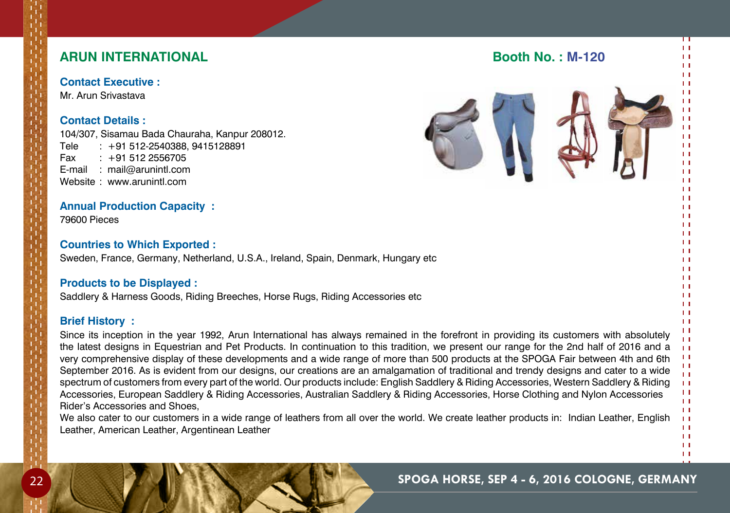## ARUN INTERNATIONAL

**Booth No. : M-120**

**Contact Executive :**
Mr. Arun Srivastava

**Contact Details :**
104/307, Sisamau Bada Chauraha, Kanpur 208012.
Tele : +91 512-2540388, 9415128891
Fax : +91 512 2556705
E-mail : mail@arunintl.com
Website : www.arunintl.com

**Annual Production Capacity :**
79600 Pieces

**Countries to Which Exported :**
Sweden, France, Germany, Netherland, U.S.A., Ireland, Spain, Denmark, Hungary etc

**Products to be Displayed :**
Saddlery & Harness Goods, Riding Breeches, Horse Rugs, Riding Accessories etc

**Brief History :**
Since its inception in the year 1992, Arun International has always remained in the forefront in providing its customers with absolutely the latest designs in Equestrian and Pet Products. In continuation to this tradition, we present our range for the 2nd half of 2016 and a very comprehensive display of these developments and a wide range of more than 500 products at the SPOGA Fair between 4th and 6th September 2016. As is evident from our designs, our creations are an amalgamation of traditional and trendy designs and cater to a wide spectrum of customers from every part of the world. Our products include: English Saddlery & Riding Accessories, Western Saddlery & Riding Accessories, European Saddlery & Riding Accessories, Australian Saddlery & Riding Accessories, Horse Clothing and Nylon Accessories Rider's Accessories and Shoes,
We also cater to our customers in a wide range of leathers from all over the world. We create leather products in: Indian Leather, English Leather, American Leather, Argentinean Leather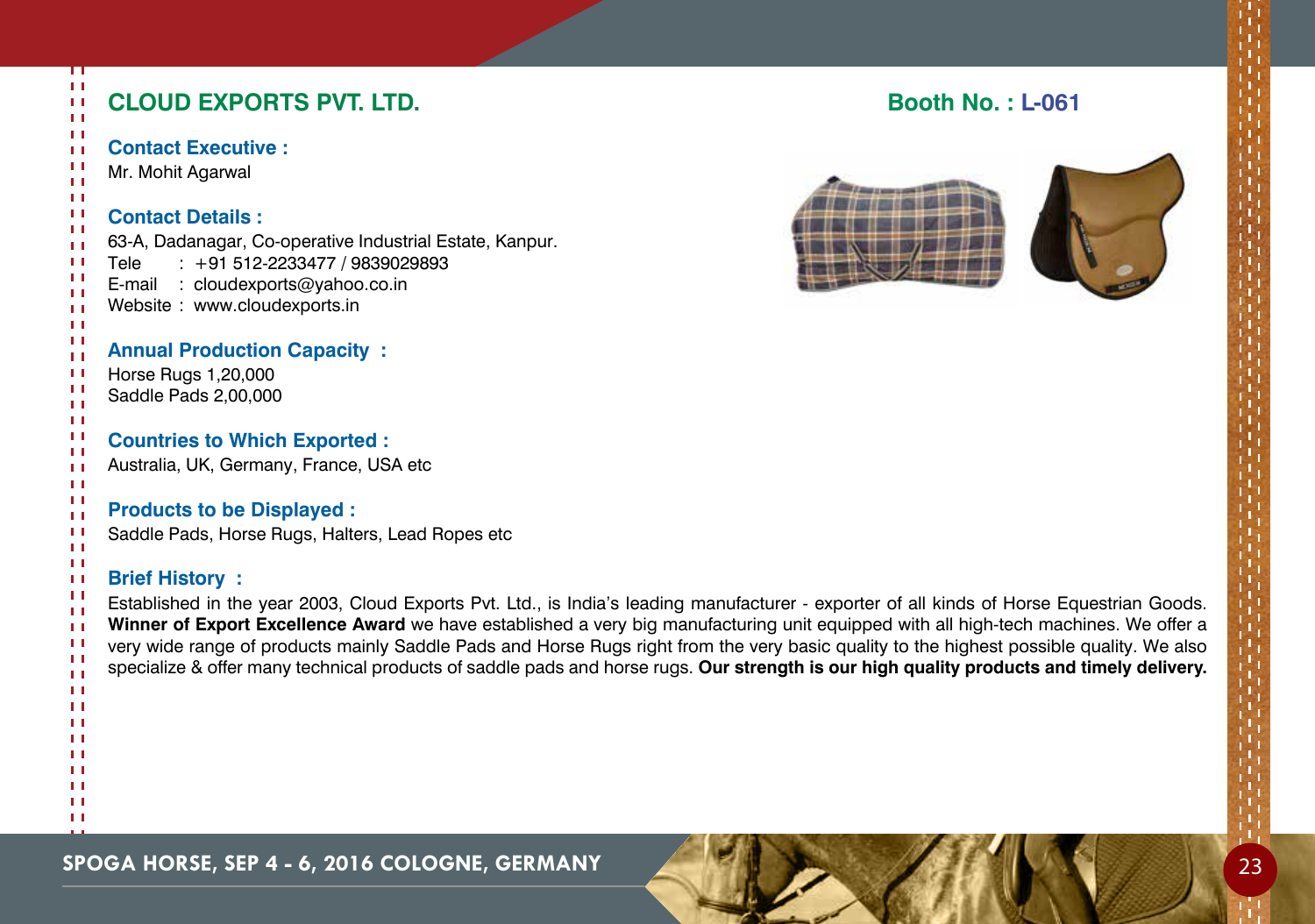## CLOUD EXPORTS PVT. LTD.

**Booth No. : L-061**

**Contact Executive :**

Mr. Mohit Agarwal

**Contact Details :**

63-A, Dadanagar, Co-operative Industrial Estate, Kanpur.
Tele : +91 512-2233477 / 9839029893
E-mail : cloudexports@yahoo.co.in
Website : www.cloudexports.in

**Annual Production Capacity :**

Horse Rugs 1,20,000
Saddle Pads 2,00,000

**Countries to Which Exported :**

Australia, UK, Germany, France, USA etc

**Products to be Displayed :**

Saddle Pads, Horse Rugs, Halters, Lead Ropes etc

**Brief History :**

Established in the year 2003, Cloud Exports Pvt. Ltd., is India's leading manufacturer - exporter of all kinds of Horse Equestrian Goods. **Winner of Export Excellence Award** we have established a very big manufacturing unit equipped with all high-tech machines. We offer a very wide range of products mainly Saddle Pads and Horse Rugs right from the very basic quality to the highest possible quality. We also specialize & offer many technical products of saddle pads and horse rugs. **Our strength is our high quality products and timely delivery.**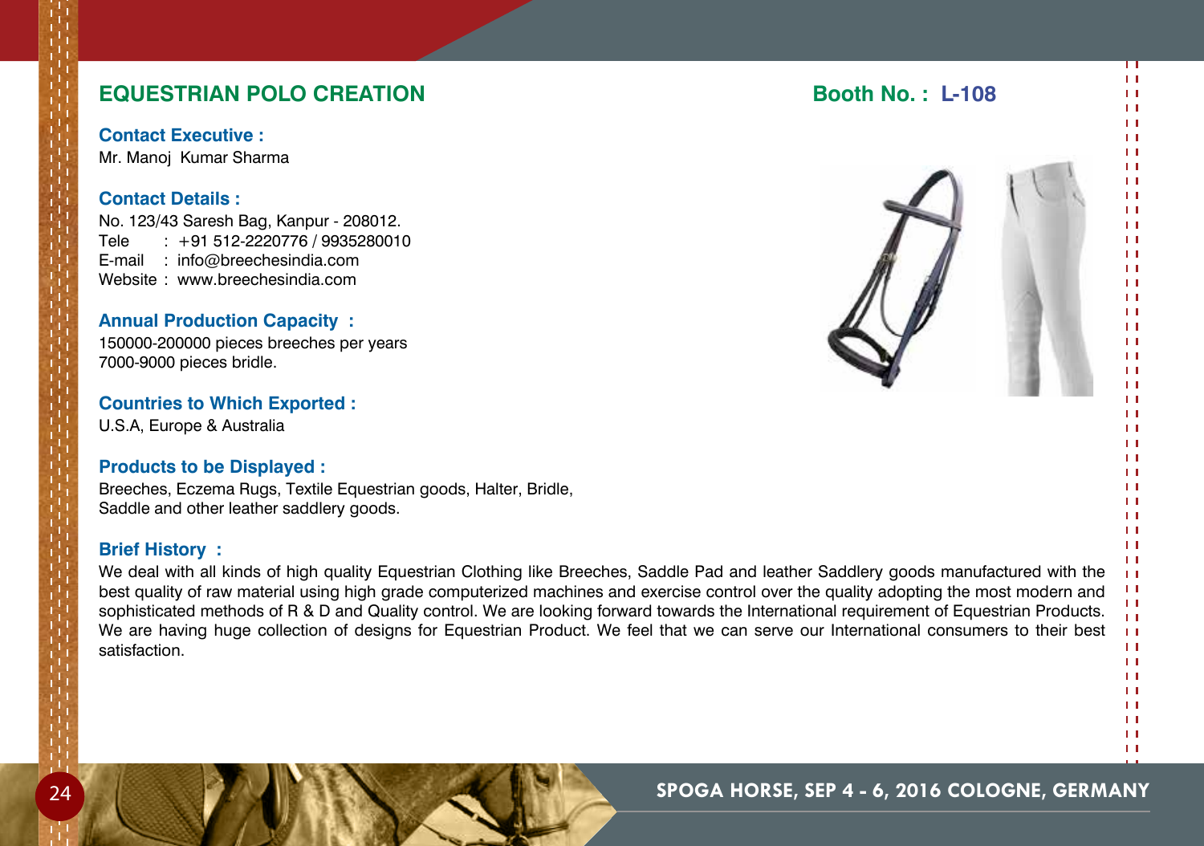## EQUESTRIAN POLO CREATION

**Booth No. : L-108**

### Contact Executive :

Mr. Manoj Kumar Sharma

### Contact Details :

No. 123/43 Saresh Bag, Kanpur - 208012.
Tele : +91 512-2220776 / 9935280010
E-mail : info@breechesindia.com
Website : www.breechesindia.com

### Annual Production Capacity :

150000-200000 pieces breeches per years
7000-9000 pieces bridle.

### Countries to Which Exported :

U.S.A, Europe & Australia

### Products to be Displayed :

Breeches, Eczema Rugs, Textile Equestrian goods, Halter, Bridle, Saddle and other leather saddlery goods.

### Brief History :

We deal with all kinds of high quality Equestrian Clothing like Breeches, Saddle Pad and leather Saddlery goods manufactured with the best quality of raw material using high grade computerized machines and exercise control over the quality adopting the most modern and sophisticated methods of R & D and Quality control. We are looking forward towards the International requirement of Equestrian Products. We are having huge collection of designs for Equestrian Product. We feel that we can serve our International consumers to their best satisfaction.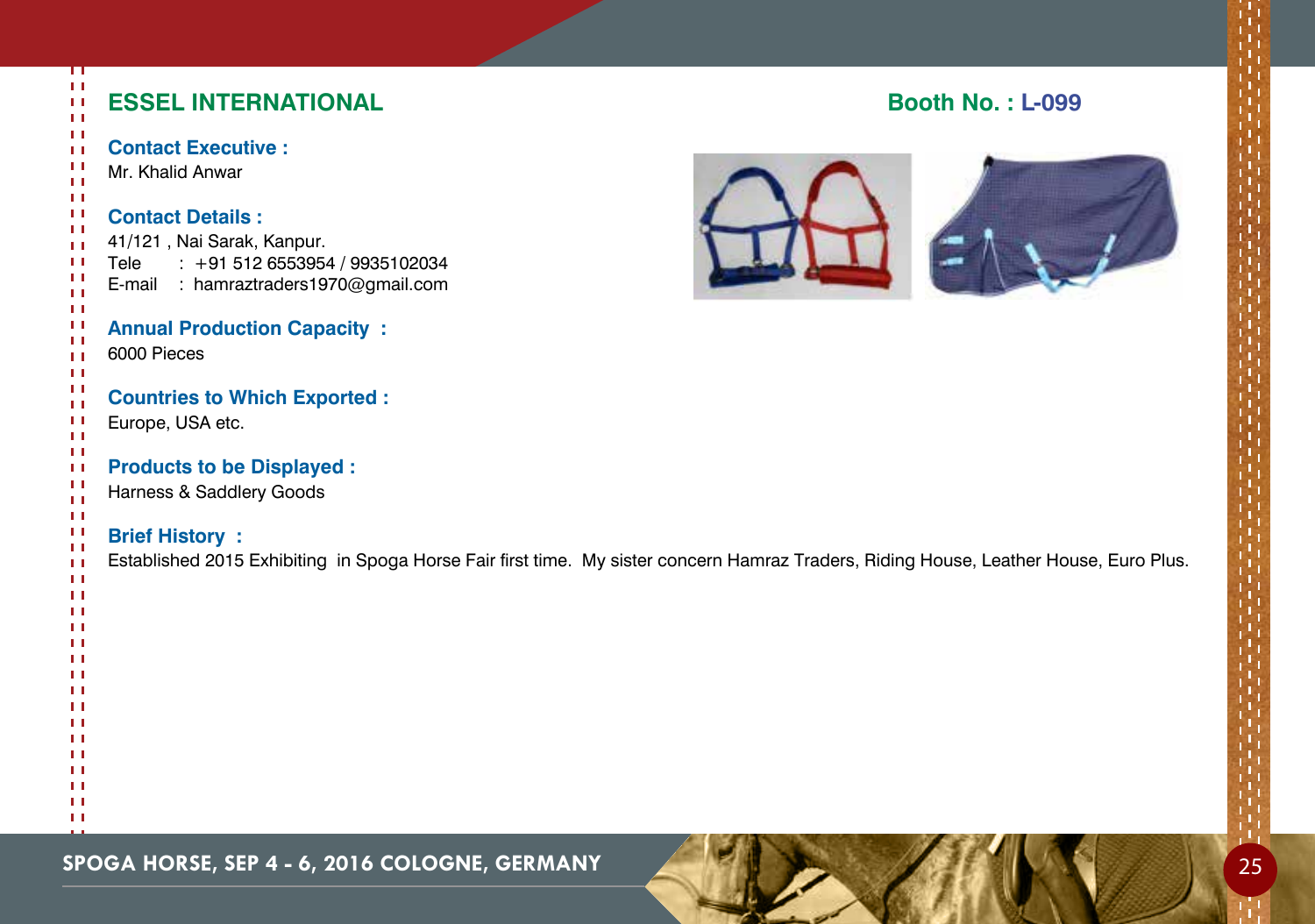## ESSEL INTERNATIONAL

**Booth No. : L-099**

**Contact Executive :**
Mr. Khalid Anwar

**Contact Details :**
41/121 , Nai Sarak, Kanpur.
Tele : +91 512 6553954 / 9935102034
E-mail : hamraztraders1970@gmail.com

**Annual Production Capacity :**
6000 Pieces

**Countries to Which Exported :**
Europe, USA etc.

**Products to be Displayed :**
Harness & Saddlery Goods

**Brief History :**
Established 2015 Exhibiting in Spoga Horse Fair first time. My sister concern Hamraz Traders, Riding House, Leather House, Euro Plus.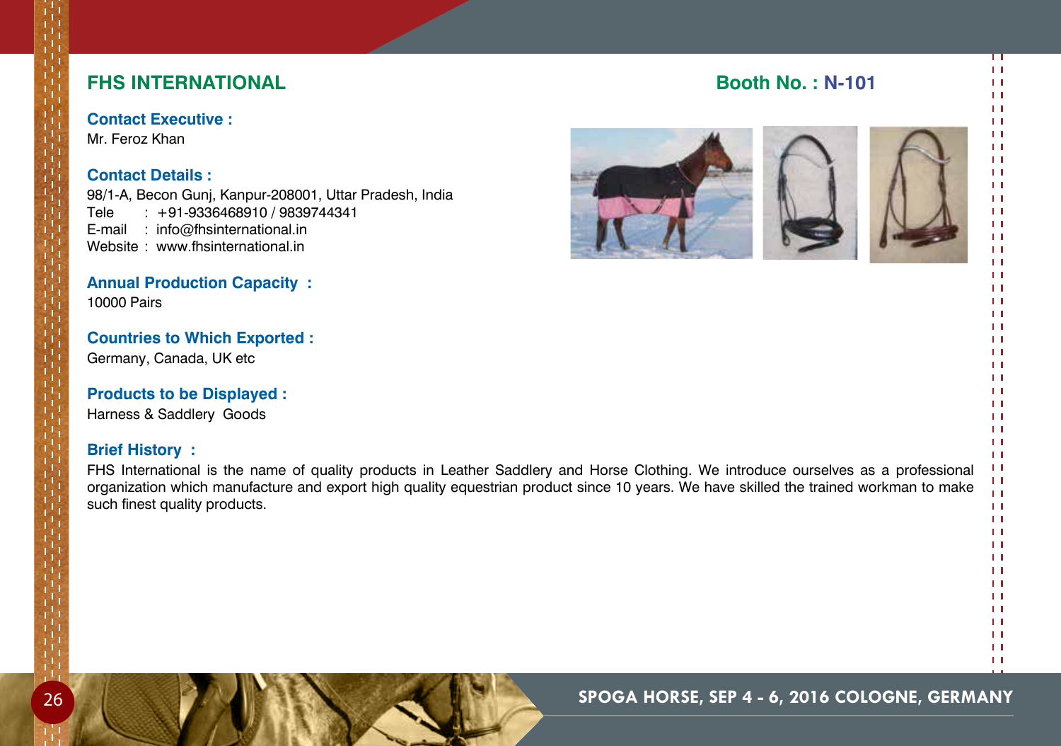## FHS INTERNATIONAL

**Booth No. : N-101**

**Contact Executive :**
Mr. Feroz Khan

**Contact Details :**
98/1-A, Becon Gunj, Kanpur-208001, Uttar Pradesh, India
Tele : +91-9336468910 / 9839744341
E-mail : info@fhsinternational.in
Website : www.fhsinternational.in

**Annual Production Capacity :**
10000 Pairs

**Countries to Which Exported :**
Germany, Canada, UK etc

**Products to be Displayed :**
Harness & Saddlery Goods

**Brief History :**
FHS International is the name of quality products in Leather Saddlery and Horse Clothing. We introduce ourselves as a professional organization which manufacture and export high quality equestrian product since 10 years. We have skilled the trained workman to make such finest quality products.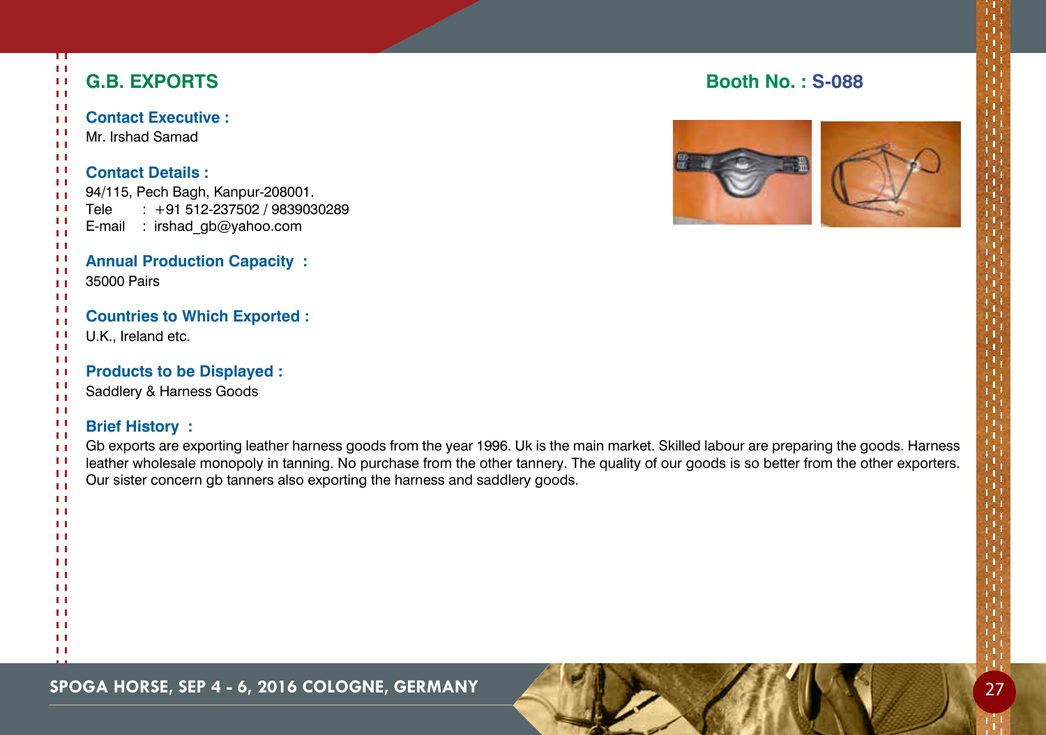## G.B. EXPORTS

**Booth No. : S-088**

**Contact Executive :**
Mr. Irshad Samad

**Contact Details :**
94/115, Pech Bagh, Kanpur-208001.
Tele : +91 512-237502 / 9839030289
E-mail : irshad_gb@yahoo.com

**Annual Production Capacity :**
35000 Pairs

**Countries to Which Exported :**
U.K., Ireland etc.

**Products to be Displayed :**
Saddlery & Harness Goods

**Brief History :**
Gb exports are exporting leather harness goods from the year 1996. Uk is the main market. Skilled labour are preparing the goods. Harness leather wholesale monopoly in tanning. No purchase from the other tannery. The quality of our goods is so better from the other exporters. Our sister concern gb tanners also exporting the harness and saddlery goods.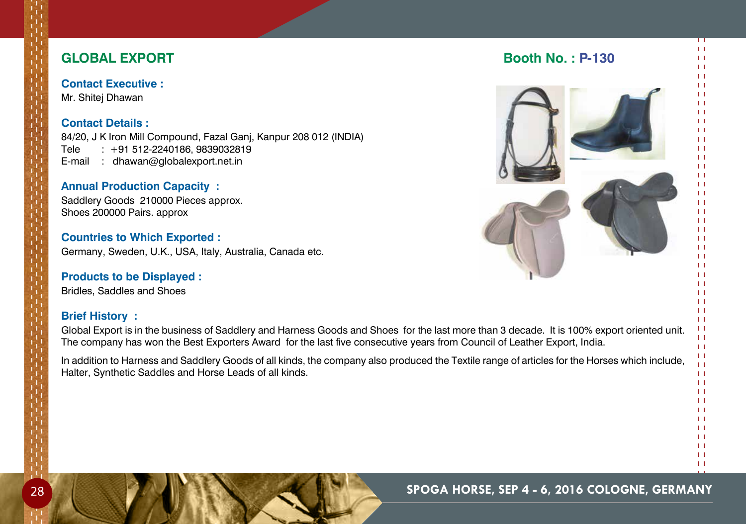## GLOBAL EXPORT

**Booth No. : P-130**

### Contact Executive :

Mr. Shitej Dhawan

### Contact Details :

84/20, J K Iron Mill Compound, Fazal Ganj, Kanpur 208 012 (INDIA)
Tele : +91 512-2240186, 9839032819
E-mail : dhawan@globalexport.net.in

### Annual Production Capacity :

Saddlery Goods 210000 Pieces approx.
Shoes 200000 Pairs. approx

### Countries to Which Exported :

Germany, Sweden, U.K., USA, Italy, Australia, Canada etc.

### Products to be Displayed :

Bridles, Saddles and Shoes

### Brief History :

Global Export is in the business of Saddlery and Harness Goods and Shoes for the last more than 3 decade. It is 100% export oriented unit. The company has won the Best Exporters Award for the last five consecutive years from Council of Leather Export, India.

In addition to Harness and Saddlery Goods of all kinds, the company also produced the Textile range of articles for the Horses which include, Halter, Synthetic Saddles and Horse Leads of all kinds.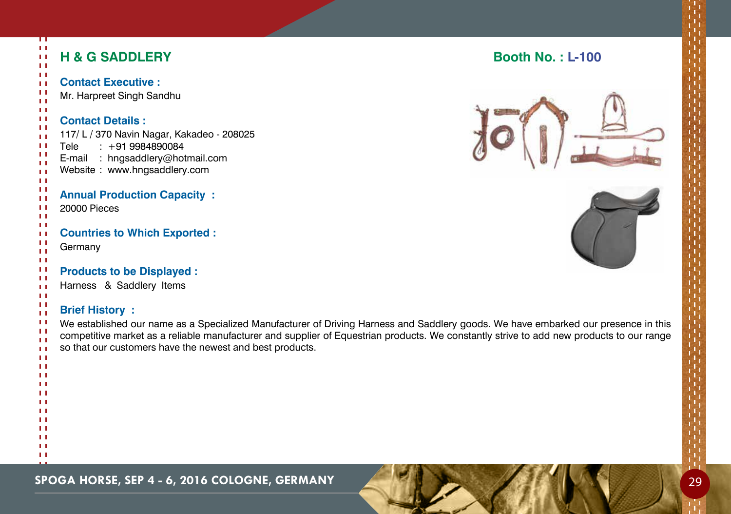## H & G SADDLERY

**Booth No. : L-100**

**Contact Executive :**
Mr. Harpreet Singh Sandhu

**Contact Details :**
117/ L / 370 Navin Nagar, Kakadeo - 208025
Tele : +91 9984890084
E-mail : hngsaddlery@hotmail.com
Website : www.hngsaddlery.com

**Annual Production Capacity :**
20000 Pieces

**Countries to Which Exported :**
Germany

**Products to be Displayed :**
Harness & Saddlery Items

**Brief History :**
We established our name as a Specialized Manufacturer of Driving Harness and Saddlery goods. We have embarked our presence in this competitive market as a reliable manufacturer and supplier of Equestrian products. We constantly strive to add new products to our range so that our customers have the newest and best products.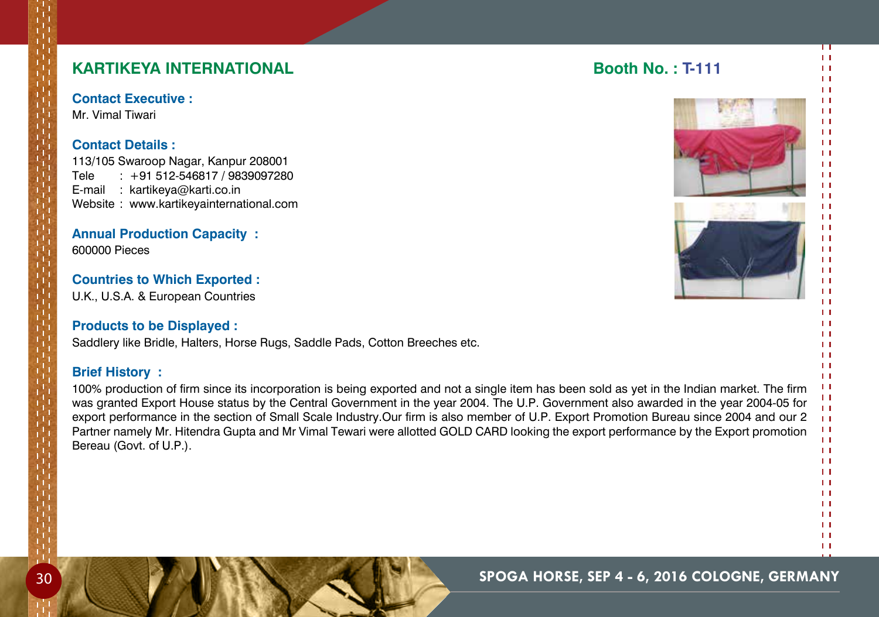## KARTIKEYA INTERNATIONAL

**Booth No. : T-111**

**Contact Executive :**
Mr. Vimal Tiwari

**Contact Details :**
113/105 Swaroop Nagar, Kanpur 208001
Tele : +91 512-546817 / 9839097280
E-mail : kartikeya@karti.co.in
Website : www.kartikeyainternational.com

**Annual Production Capacity :**
600000 Pieces

**Countries to Which Exported :**
U.K., U.S.A. & European Countries

**Products to be Displayed :**
Saddlery like Bridle, Halters, Horse Rugs, Saddle Pads, Cotton Breeches etc.

**Brief History :**
100% production of firm since its incorporation is being exported and not a single item has been sold as yet in the Indian market. The firm was granted Export House status by the Central Government in the year 2004. The U.P. Government also awarded in the year 2004-05 for export performance in the section of Small Scale Industry.Our firm is also member of U.P. Export Promotion Bureau since 2004 and our 2 Partner namely Mr. Hitendra Gupta and Mr Vimal Tewari were allotted GOLD CARD looking the export performance by the Export promotion Bereau (Govt. of U.P.).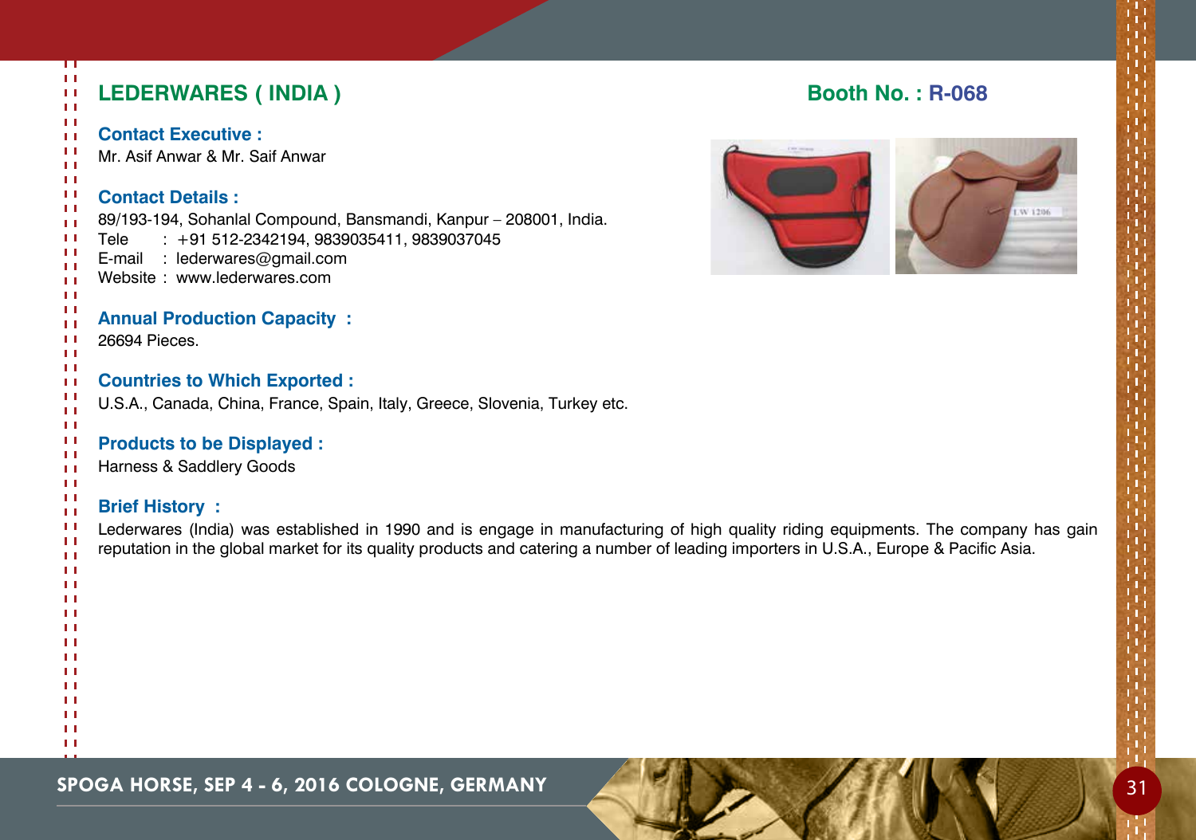## LEDERWARES ( INDIA )

**Booth No. : R-068**

**Contact Executive :**
Mr. Asif Anwar & Mr. Saif Anwar

**Contact Details :**
89/193-194, Sohanlal Compound, Bansmandi, Kanpur – 208001, India.
Tele : +91 512-2342194, 9839035411, 9839037045
E-mail : lederwares@gmail.com
Website : www.lederwares.com

**Annual Production Capacity :**
26694 Pieces.

**Countries to Which Exported :**
U.S.A., Canada, China, France, Spain, Italy, Greece, Slovenia, Turkey etc.

**Products to be Displayed :**
Harness & Saddlery Goods

**Brief History :**
Lederwares (India) was established in 1990 and is engage in manufacturing of high quality riding equipments. The company has gain reputation in the global market for its quality products and catering a number of leading importers in U.S.A., Europe & Pacific Asia.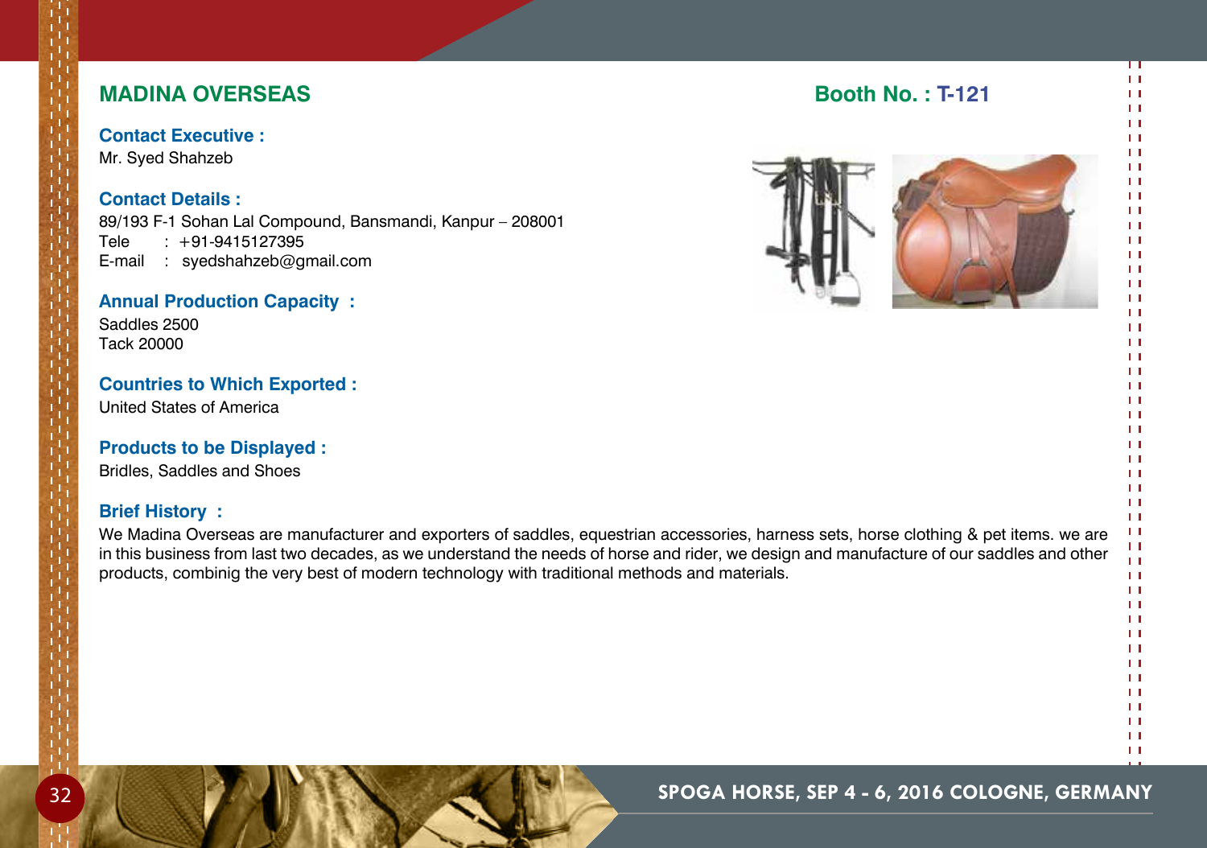## MADINA OVERSEAS

**Booth No. : T-121**

**Contact Executive :**
Mr. Syed Shahzeb

**Contact Details :**
89/193 F-1 Sohan Lal Compound, Bansmandi, Kanpur – 208001
Tele : +91-9415127395
E-mail : syedshahzeb@gmail.com

**Annual Production Capacity :**
Saddles 2500
Tack 20000

**Countries to Which Exported :**
United States of America

**Products to be Displayed :**
Bridles, Saddles and Shoes

**Brief History :**
We Madina Overseas are manufacturer and exporters of saddles, equestrian accessories, harness sets, horse clothing & pet items. we are in this business from last two decades, as we understand the needs of horse and rider, we design and manufacture of our saddles and other products, combinig the very best of modern technology with traditional methods and materials.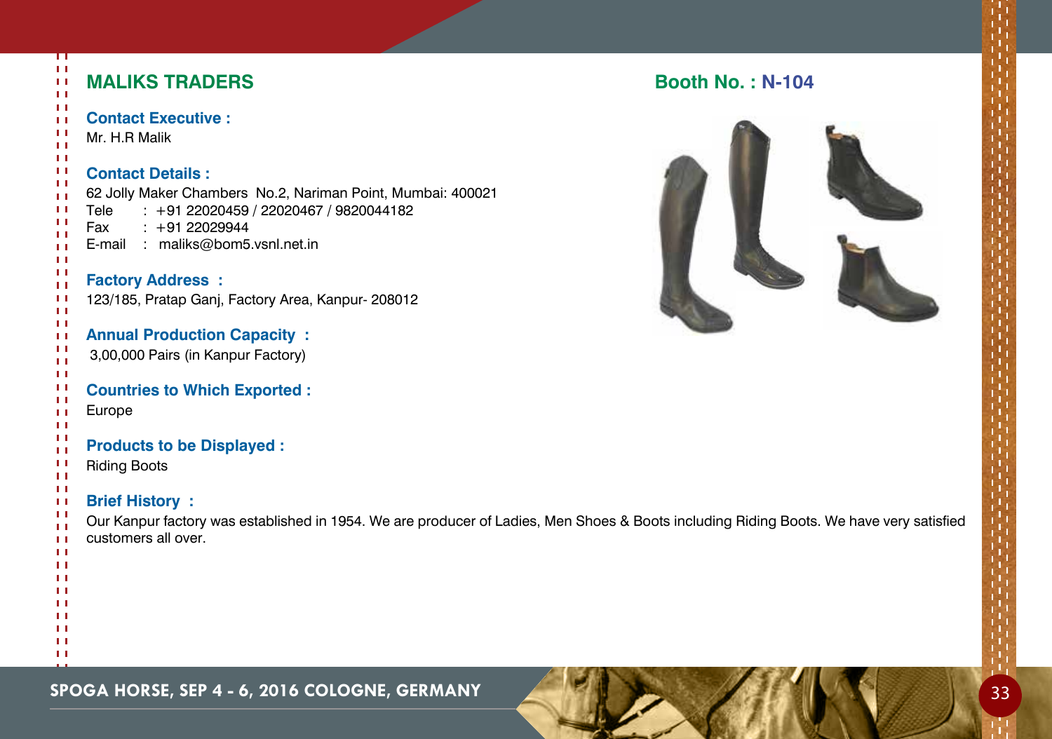## MALIKS TRADERS

**Booth No. : N-104**

**Contact Executive :**
Mr. H.R Malik

**Contact Details :**
62 Jolly Maker Chambers No.2, Nariman Point, Mumbai: 400021
Tele : +91 22020459 / 22020467 / 9820044182
Fax : +91 22029944
E-mail : maliks@bom5.vsnl.net.in

**Factory Address :**
123/185, Pratap Ganj, Factory Area, Kanpur- 208012

**Annual Production Capacity :**
3,00,000 Pairs (in Kanpur Factory)

**Countries to Which Exported :**
Europe

**Products to be Displayed :**
Riding Boots

**Brief History :**
Our Kanpur factory was established in 1954. We are producer of Ladies, Men Shoes & Boots including Riding Boots. We have very satisfied customers all over.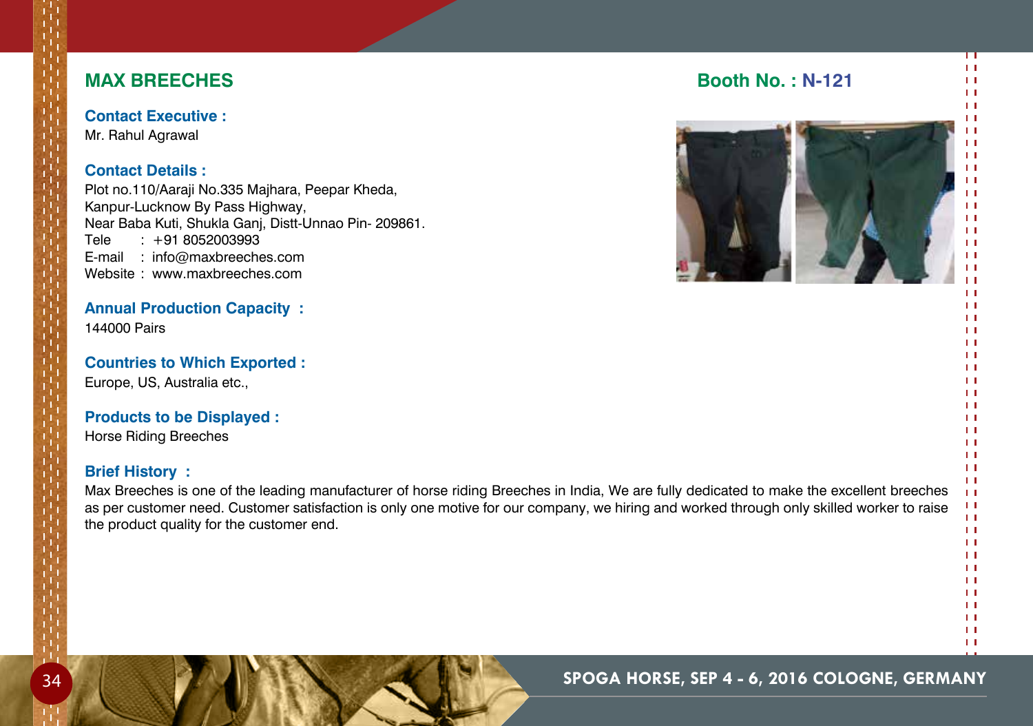## MAX BREECHES

**Booth No. : N-121**

**Contact Executive :**
Mr. Rahul Agrawal

**Contact Details :**
Plot no.110/Aaraji No.335 Majhara, Peepar Kheda,
Kanpur-Lucknow By Pass Highway,
Near Baba Kuti, Shukla Ganj, Distt-Unnao Pin- 209861.
Tele : +91 8052003993
E-mail : info@maxbreeches.com
Website : www.maxbreeches.com

**Annual Production Capacity :**
144000 Pairs

**Countries to Which Exported :**
Europe, US, Australia etc.,

**Products to be Displayed :**
Horse Riding Breeches

**Brief History :**
Max Breeches is one of the leading manufacturer of horse riding Breeches in India, We are fully dedicated to make the excellent breeches as per customer need. Customer satisfaction is only one motive for our company, we hiring and worked through only skilled worker to raise the product quality for the customer end.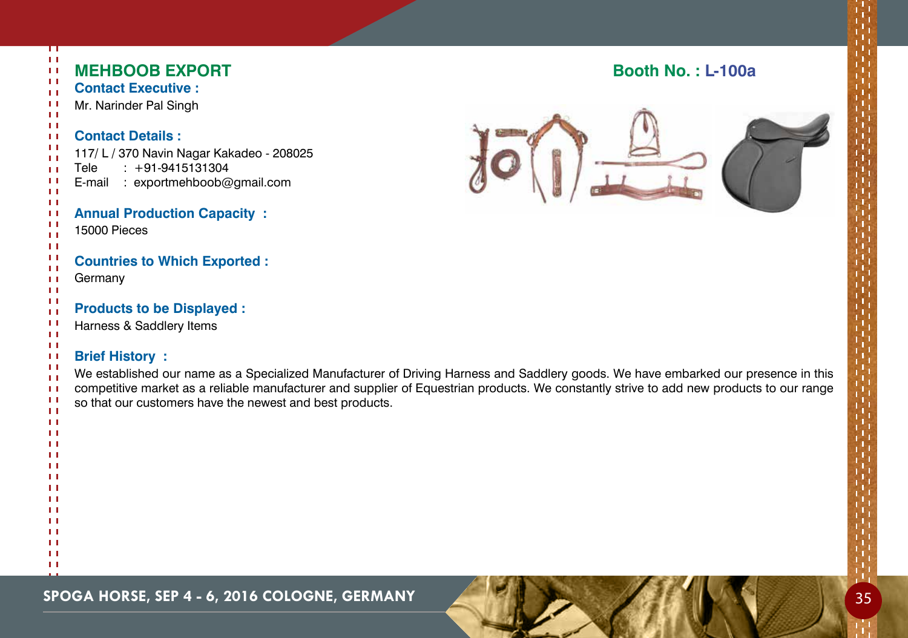## MEHBOOB EXPORT

**Booth No. : L-100a**

**Contact Executive :**

Mr. Narinder Pal Singh

**Contact Details :**

117/ L / 370 Navin Nagar Kakadeo - 208025
Tele : +91-9415131304
E-mail : exportmehboob@gmail.com

**Annual Production Capacity :**

15000 Pieces

**Countries to Which Exported :**

Germany

**Products to be Displayed :**

Harness & Saddlery Items

**Brief History :**

We established our name as a Specialized Manufacturer of Driving Harness and Saddlery goods. We have embarked our presence in this competitive market as a reliable manufacturer and supplier of Equestrian products. We constantly strive to add new products to our range so that our customers have the newest and best products.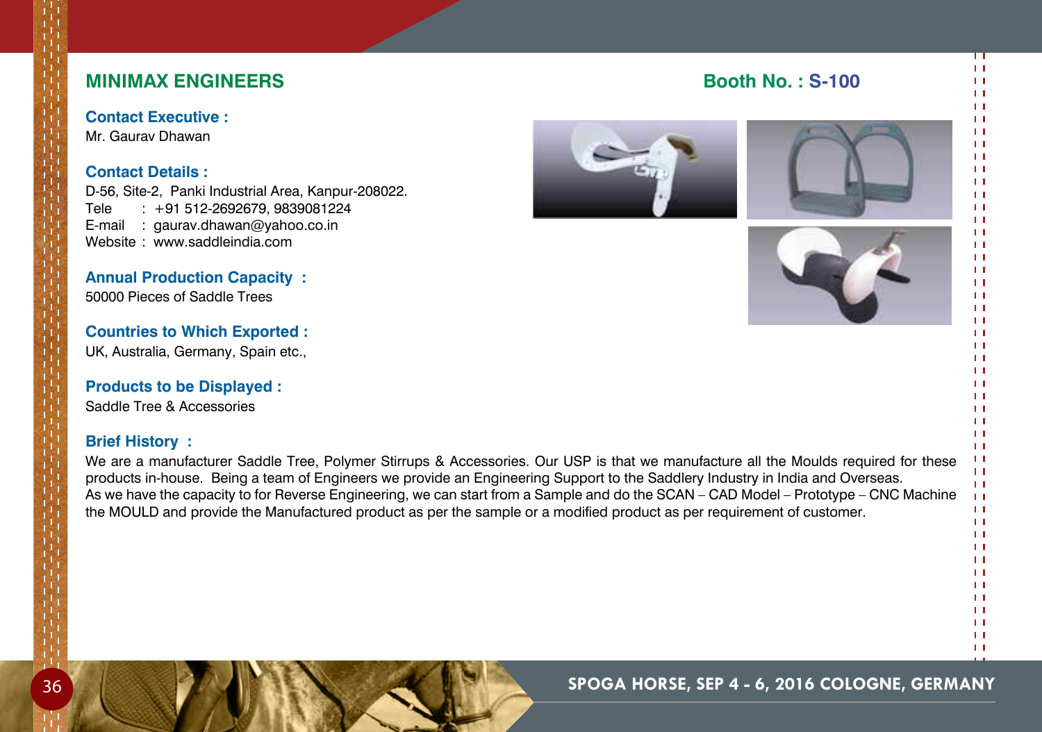## MINIMAX ENGINEERS

**Booth No. : S-100**

**Contact Executive :**
Mr. Gaurav Dhawan

**Contact Details :**
D-56, Site-2, Panki Industrial Area, Kanpur-208022.
Tele : +91 512-2692679, 9839081224
E-mail : gaurav.dhawan@yahoo.co.in
Website : www.saddleindia.com

**Annual Production Capacity :**
50000 Pieces of Saddle Trees

**Countries to Which Exported :**
UK, Australia, Germany, Spain etc.,

**Products to be Displayed :**
Saddle Tree & Accessories

**Brief History :**
We are a manufacturer Saddle Tree, Polymer Stirrups & Accessories. Our USP is that we manufacture all the Moulds required for these products in-house. Being a team of Engineers we provide an Engineering Support to the Saddlery Industry in India and Overseas.
As we have the capacity to for Reverse Engineering, we can start from a Sample and do the SCAN – CAD Model – Prototype – CNC Machine the MOULD and provide the Manufactured product as per the sample or a modified product as per requirement of customer.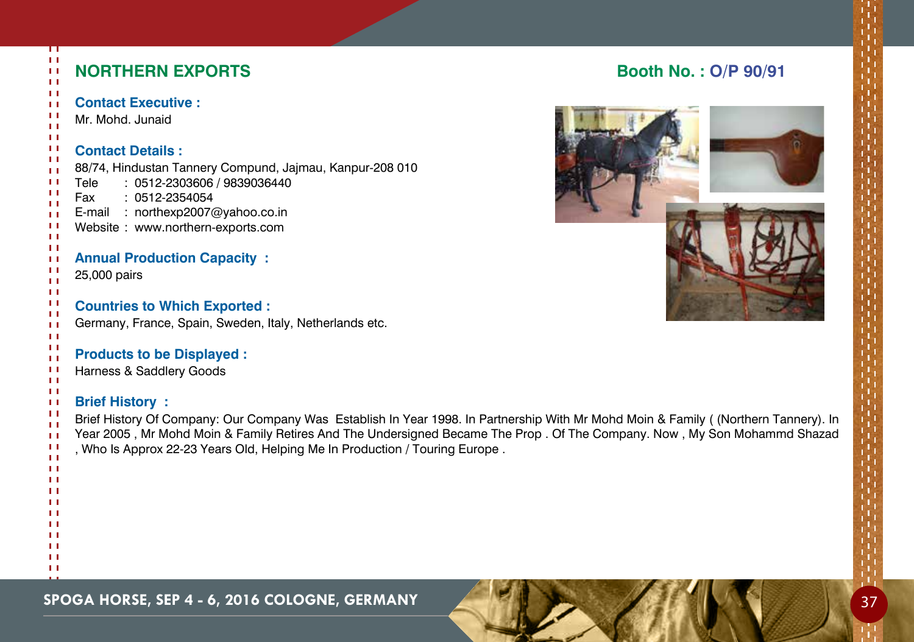## NORTHERN EXPORTS

**Booth No. : O/P 90/91**

**Contact Executive :**
Mr. Mohd. Junaid

**Contact Details :**
88/74, Hindustan Tannery Compund, Jajmau, Kanpur-208 010
Tele : 0512-2303606 / 9839036440
Fax : 0512-2354054
E-mail : northexp2007@yahoo.co.in
Website : www.northern-exports.com

**Annual Production Capacity :**
25,000 pairs

**Countries to Which Exported :**
Germany, France, Spain, Sweden, Italy, Netherlands etc.

**Products to be Displayed :**
Harness & Saddlery Goods

**Brief History :**
Brief History Of Company: Our Company Was Establish In Year 1998. In Partnership With Mr Mohd Moin & Family ( (Northern Tannery). In Year 2005 , Mr Mohd Moin & Family Retires And The Undersigned Became The Prop . Of The Company. Now , My Son Mohammd Shazad , Who Is Approx 22-23 Years Old, Helping Me In Production / Touring Europe .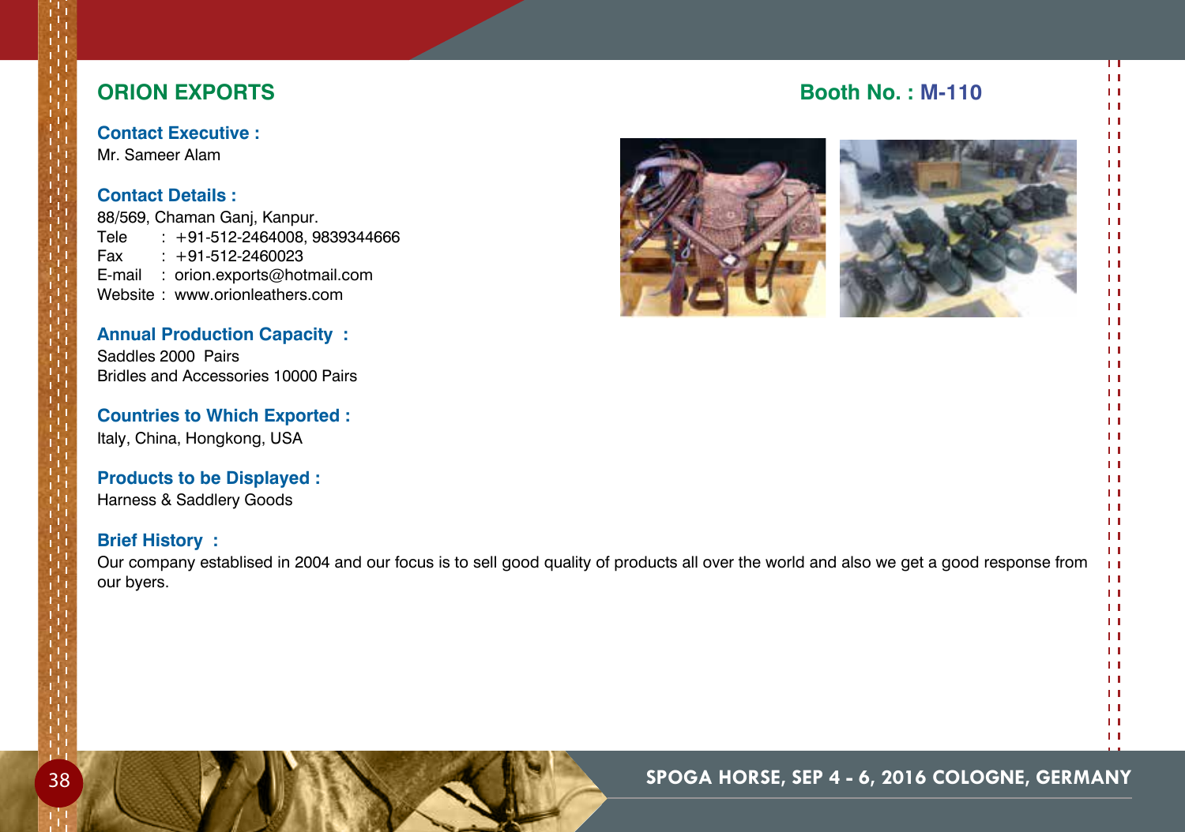## ORION EXPORTS

**Booth No. : M-110**

**Contact Executive :**
Mr. Sameer Alam

**Contact Details :**
88/569, Chaman Ganj, Kanpur.
Tele : +91-512-2464008, 9839344666
Fax : +91-512-2460023
E-mail : orion.exports@hotmail.com
Website : www.orionleathers.com

**Annual Production Capacity :**
Saddles 2000 Pairs
Bridles and Accessories 10000 Pairs

**Countries to Which Exported :**
Italy, China, Hongkong, USA

**Products to be Displayed :**
Harness & Saddlery Goods

**Brief History :**
Our company establised in 2004 and our focus is to sell good quality of products all over the world and also we get a good response from our byers.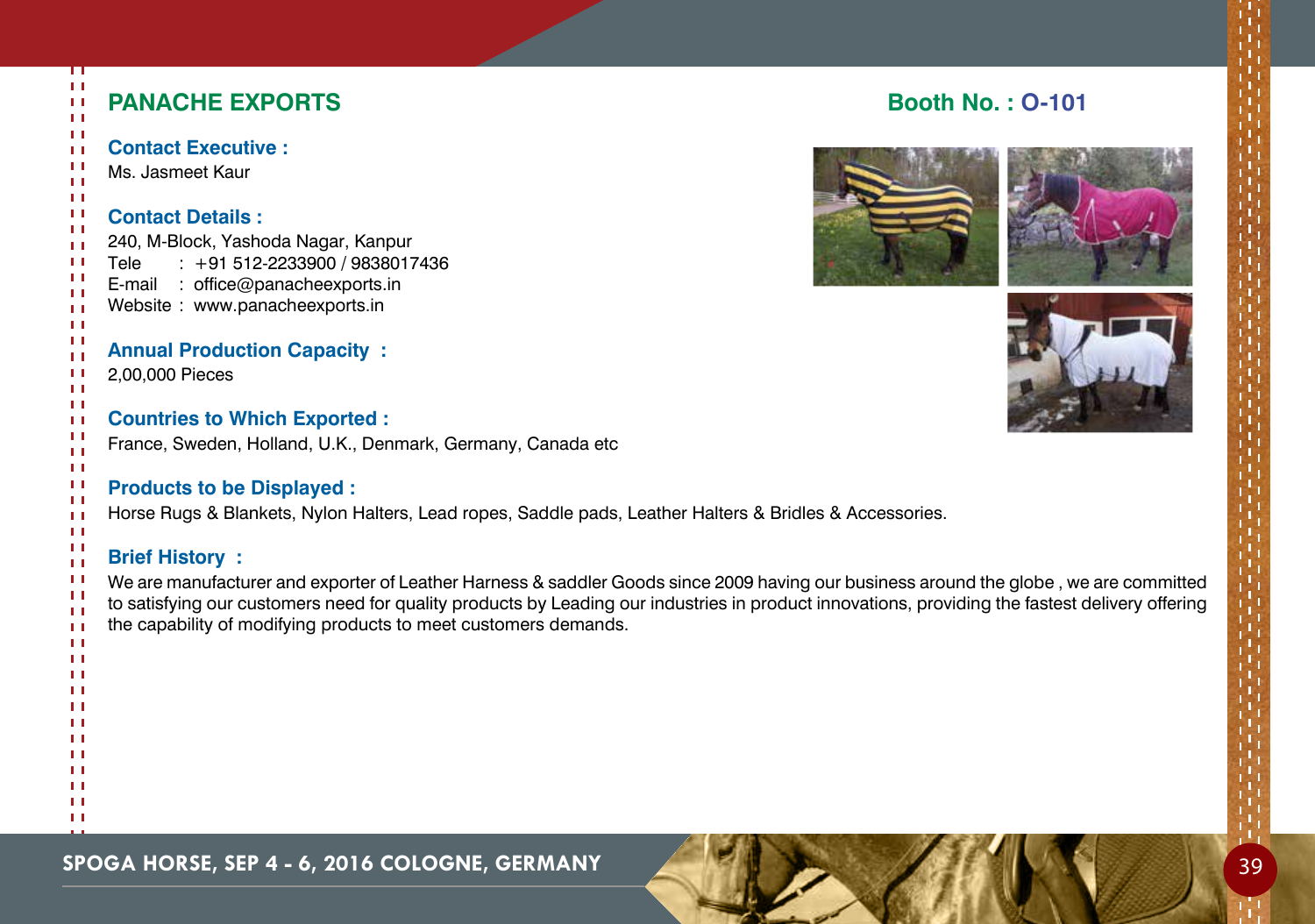## PANACHE EXPORTS

**Booth No. : O-101**

**Contact Executive :**
Ms. Jasmeet Kaur

**Contact Details :**
240, M-Block, Yashoda Nagar, Kanpur
Tele : +91 512-2233900 / 9838017436
E-mail : office@panacheexports.in
Website : www.panacheexports.in

**Annual Production Capacity :**
2,00,000 Pieces

**Countries to Which Exported :**
France, Sweden, Holland, U.K., Denmark, Germany, Canada etc

**Products to be Displayed :**
Horse Rugs & Blankets, Nylon Halters, Lead ropes, Saddle pads, Leather Halters & Bridles & Accessories.

**Brief History :**
We are manufacturer and exporter of Leather Harness & saddler Goods since 2009 having our business around the globe , we are committed to satisfying our customers need for quality products by Leading our industries in product innovations, providing the fastest delivery offering the capability of modifying products to meet customers demands.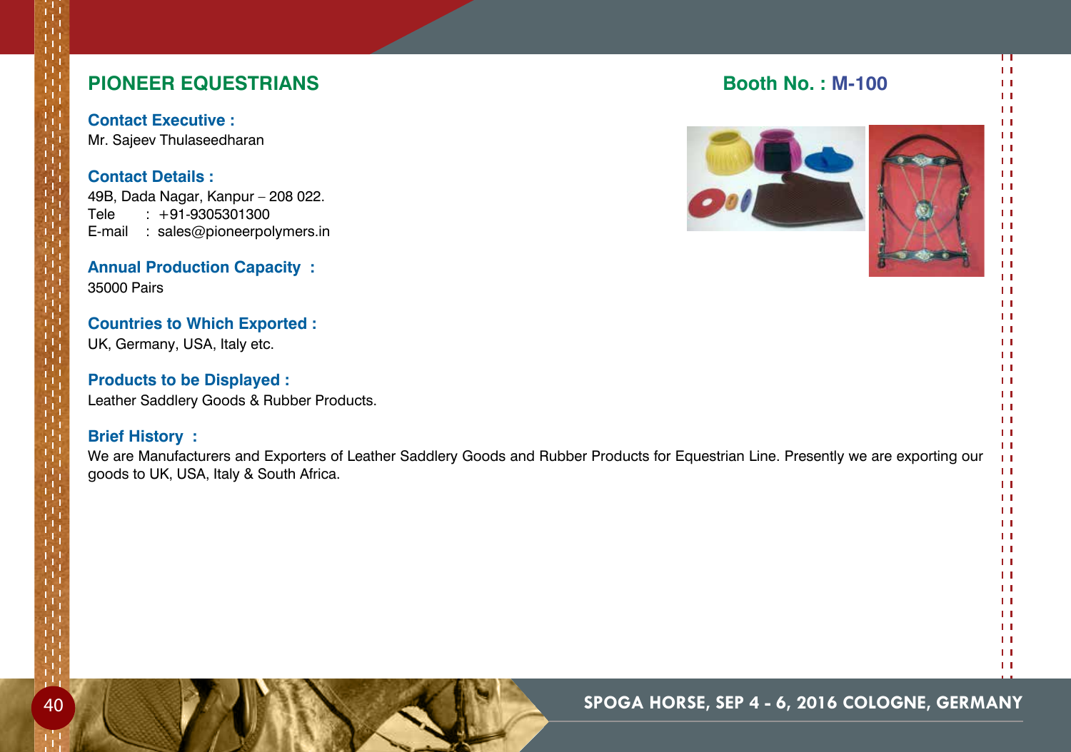## PIONEER EQUESTRIANS

**Booth No. : M-100**

**Contact Executive :**
Mr. Sajeev Thulaseedharan

**Contact Details :**
49B, Dada Nagar, Kanpur – 208 022.
Tele : +91-9305301300
E-mail : sales@pioneerpolymers.in

**Annual Production Capacity :**
35000 Pairs

**Countries to Which Exported :**
UK, Germany, USA, Italy etc.

**Products to be Displayed :**
Leather Saddlery Goods & Rubber Products.

**Brief History :**
We are Manufacturers and Exporters of Leather Saddlery Goods and Rubber Products for Equestrian Line. Presently we are exporting our goods to UK, USA, Italy & South Africa.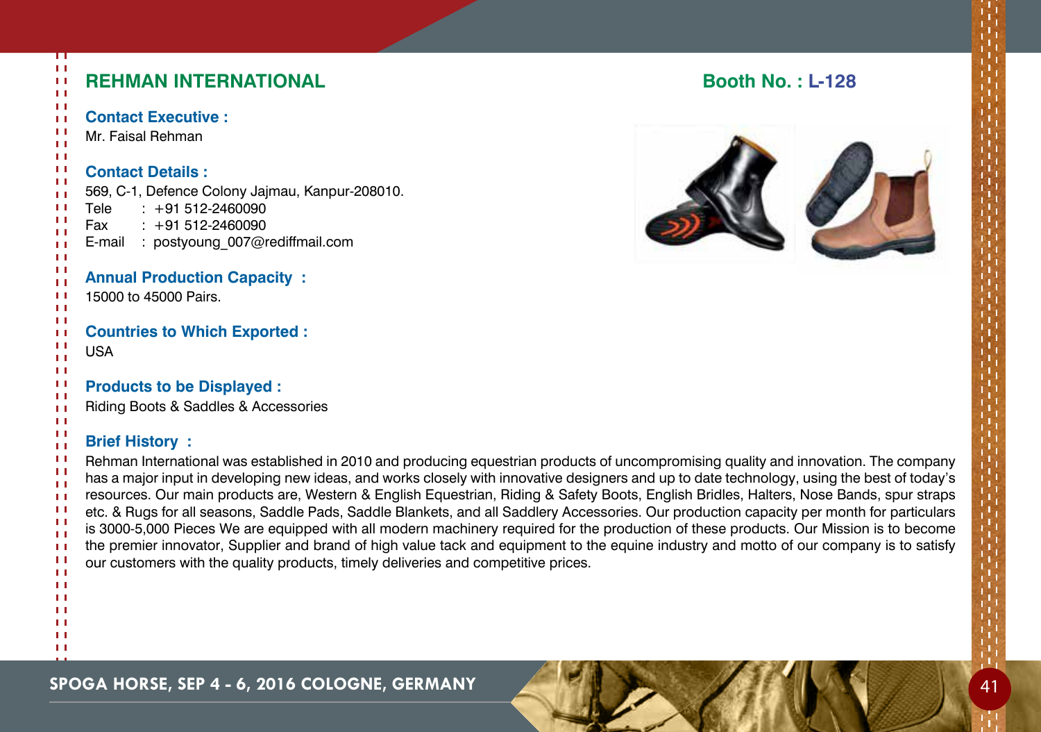## REHMAN INTERNATIONAL

**Booth No. : L-128**

**Contact Executive :**
Mr. Faisal Rehman

**Contact Details :**
569, C-1, Defence Colony Jajmau, Kanpur-208010.
Tele : +91 512-2460090
Fax : +91 512-2460090
E-mail : postyoung_007@rediffmail.com

**Annual Production Capacity :**
15000 to 45000 Pairs.

**Countries to Which Exported :**
USA

**Products to be Displayed :**
Riding Boots & Saddles & Accessories

**Brief History :**
Rehman International was established in 2010 and producing equestrian products of uncompromising quality and innovation. The company has a major input in developing new ideas, and works closely with innovative designers and up to date technology, using the best of today's resources. Our main products are, Western & English Equestrian, Riding & Safety Boots, English Bridles, Halters, Nose Bands, spur straps etc. & Rugs for all seasons, Saddle Pads, Saddle Blankets, and all Saddlery Accessories. Our production capacity per month for particulars is 3000-5,000 Pieces We are equipped with all modern machinery required for the production of these products. Our Mission is to become the premier innovator, Supplier and brand of high value tack and equipment to the equine industry and motto of our company is to satisfy our customers with the quality products, timely deliveries and competitive prices.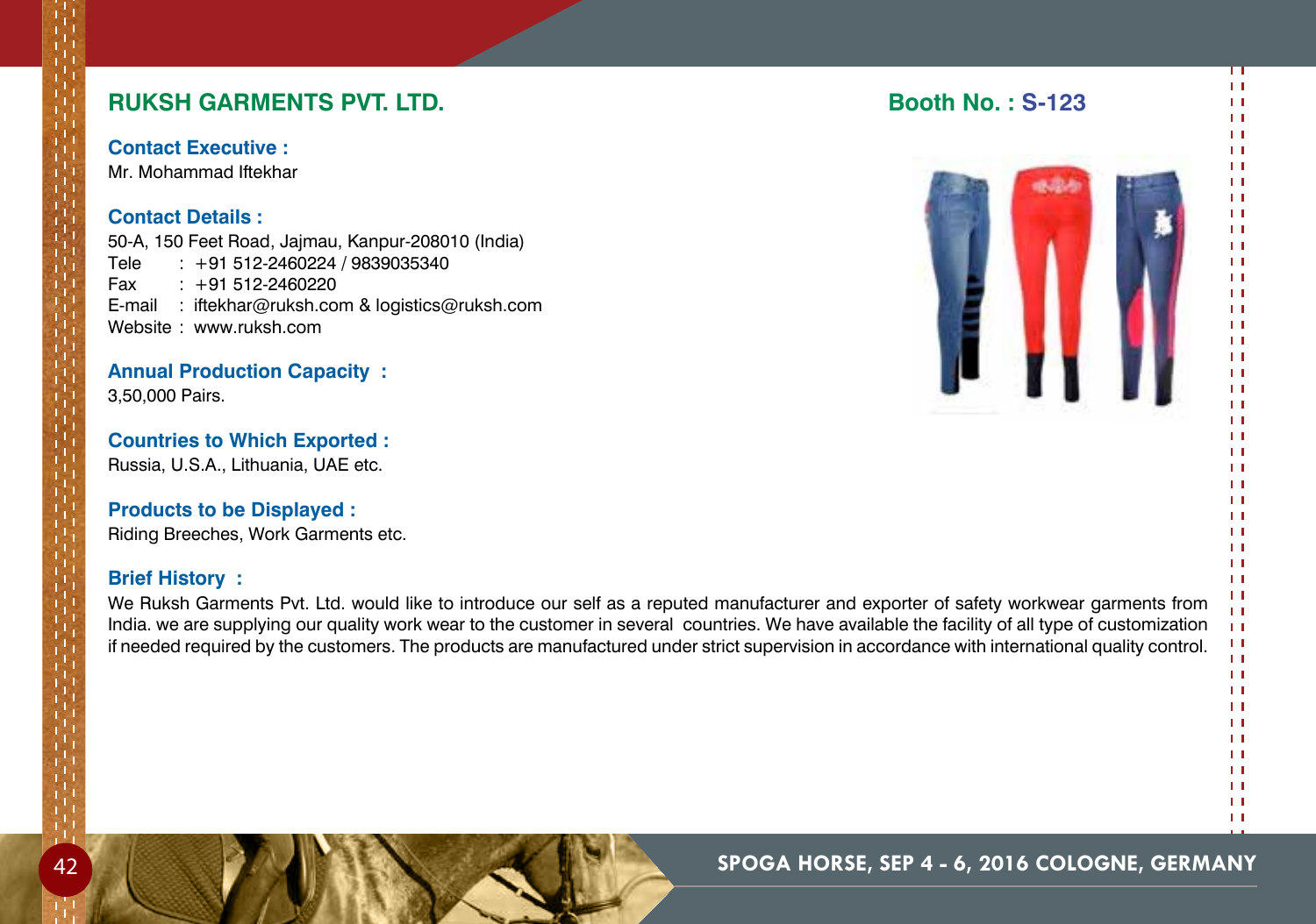## RUKSH GARMENTS PVT. LTD.

**Booth No. : S-123**

**Contact Executive :**
Mr. Mohammad Iftekhar

**Contact Details :**
50-A, 150 Feet Road, Jajmau, Kanpur-208010 (India)
Tele : +91 512-2460224 / 9839035340
Fax : +91 512-2460220
E-mail : iftekhar@ruksh.com & logistics@ruksh.com
Website : www.ruksh.com

**Annual Production Capacity :**
3,50,000 Pairs.

**Countries to Which Exported :**
Russia, U.S.A., Lithuania, UAE etc.

**Products to be Displayed :**
Riding Breeches, Work Garments etc.

**Brief History :**
We Ruksh Garments Pvt. Ltd. would like to introduce our self as a reputed manufacturer and exporter of safety workwear garments from India. we are supplying our quality work wear to the customer in several countries. We have available the facility of all type of customization if needed required by the customers. The products are manufactured under strict supervision in accordance with international quality control.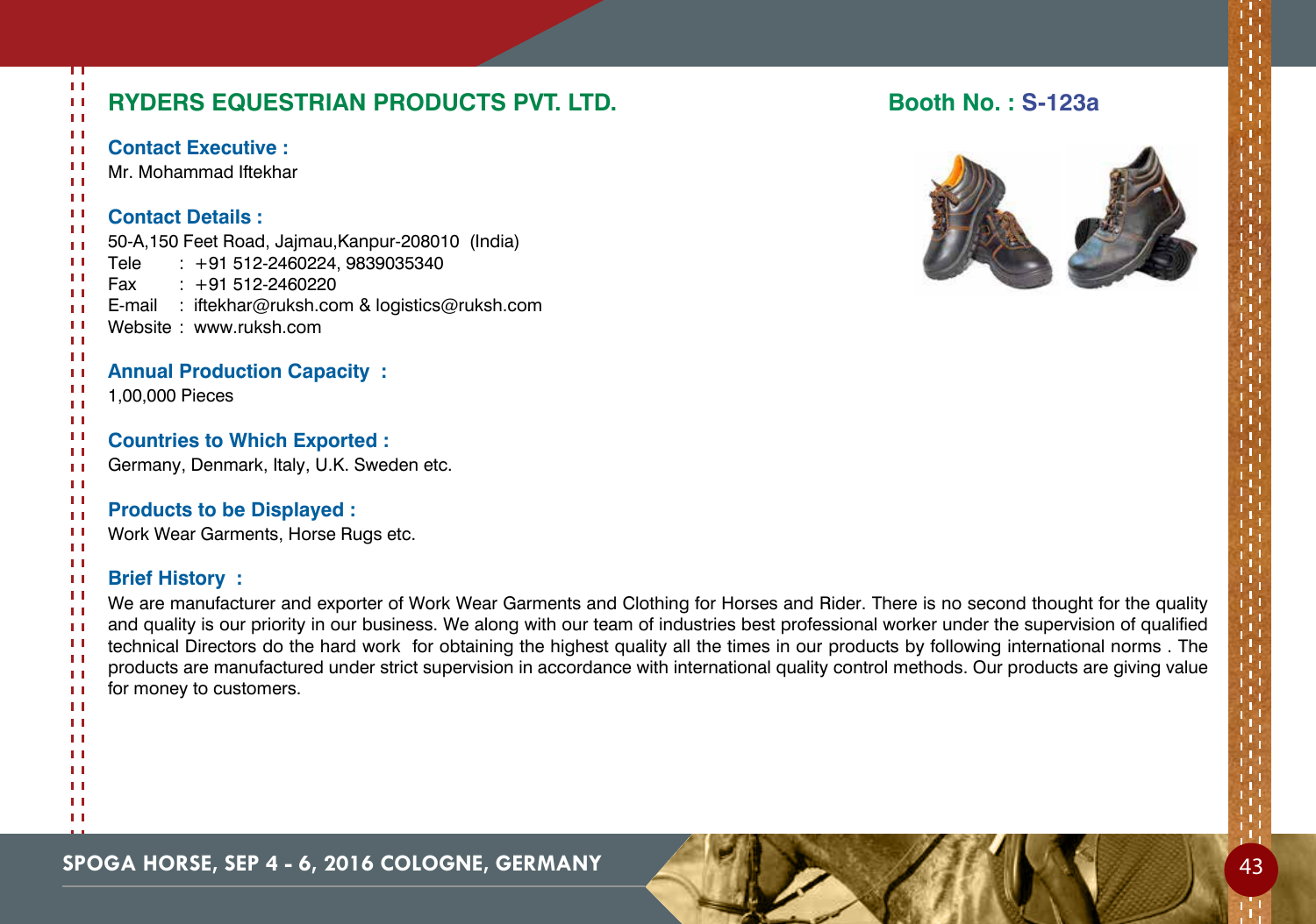## RYDERS EQUESTRIAN PRODUCTS PVT. LTD.

**Booth No. : S-123a**

**Contact Executive :**

Mr. Mohammad Iftekhar

**Contact Details :**

50-A,150 Feet Road, Jajmau,Kanpur-208010 (India)
Tele : +91 512-2460224, 9839035340
Fax : +91 512-2460220
E-mail : iftekhar@ruksh.com & logistics@ruksh.com
Website : www.ruksh.com

**Annual Production Capacity :**

1,00,000 Pieces

**Countries to Which Exported :**

Germany, Denmark, Italy, U.K. Sweden etc.

**Products to be Displayed :**

Work Wear Garments, Horse Rugs etc.

**Brief History :**

We are manufacturer and exporter of Work Wear Garments and Clothing for Horses and Rider. There is no second thought for the quality and quality is our priority in our business. We along with our team of industries best professional worker under the supervision of qualified technical Directors do the hard work for obtaining the highest quality all the times in our products by following international norms . The products are manufactured under strict supervision in accordance with international quality control methods. Our products are giving value for money to customers.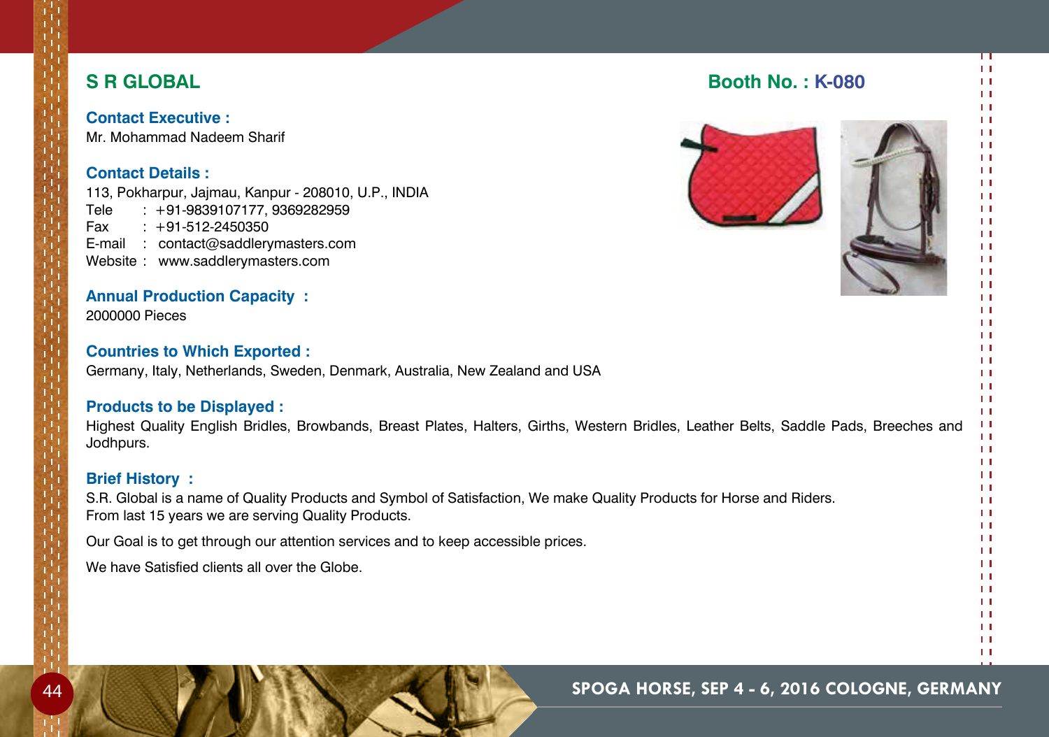## S R GLOBAL

**Booth No. : K-080**

**Contact Executive :**
Mr. Mohammad Nadeem Sharif

**Contact Details :**
113, Pokharpur, Jajmau, Kanpur - 208010, U.P., INDIA
Tele : +91-9839107177, 9369282959
Fax : +91-512-2450350
E-mail : contact@saddlerymasters.com
Website : www.saddlerymasters.com

**Annual Production Capacity :**
2000000 Pieces

**Countries to Which Exported :**
Germany, Italy, Netherlands, Sweden, Denmark, Australia, New Zealand and USA

**Products to be Displayed :**
Highest Quality English Bridles, Browbands, Breast Plates, Halters, Girths, Western Bridles, Leather Belts, Saddle Pads, Breeches and Jodhpurs.

**Brief History :**
S.R. Global is a name of Quality Products and Symbol of Satisfaction, We make Quality Products for Horse and Riders.
From last 15 years we are serving Quality Products.

Our Goal is to get through our attention services and to keep accessible prices.

We have Satisfied clients all over the Globe.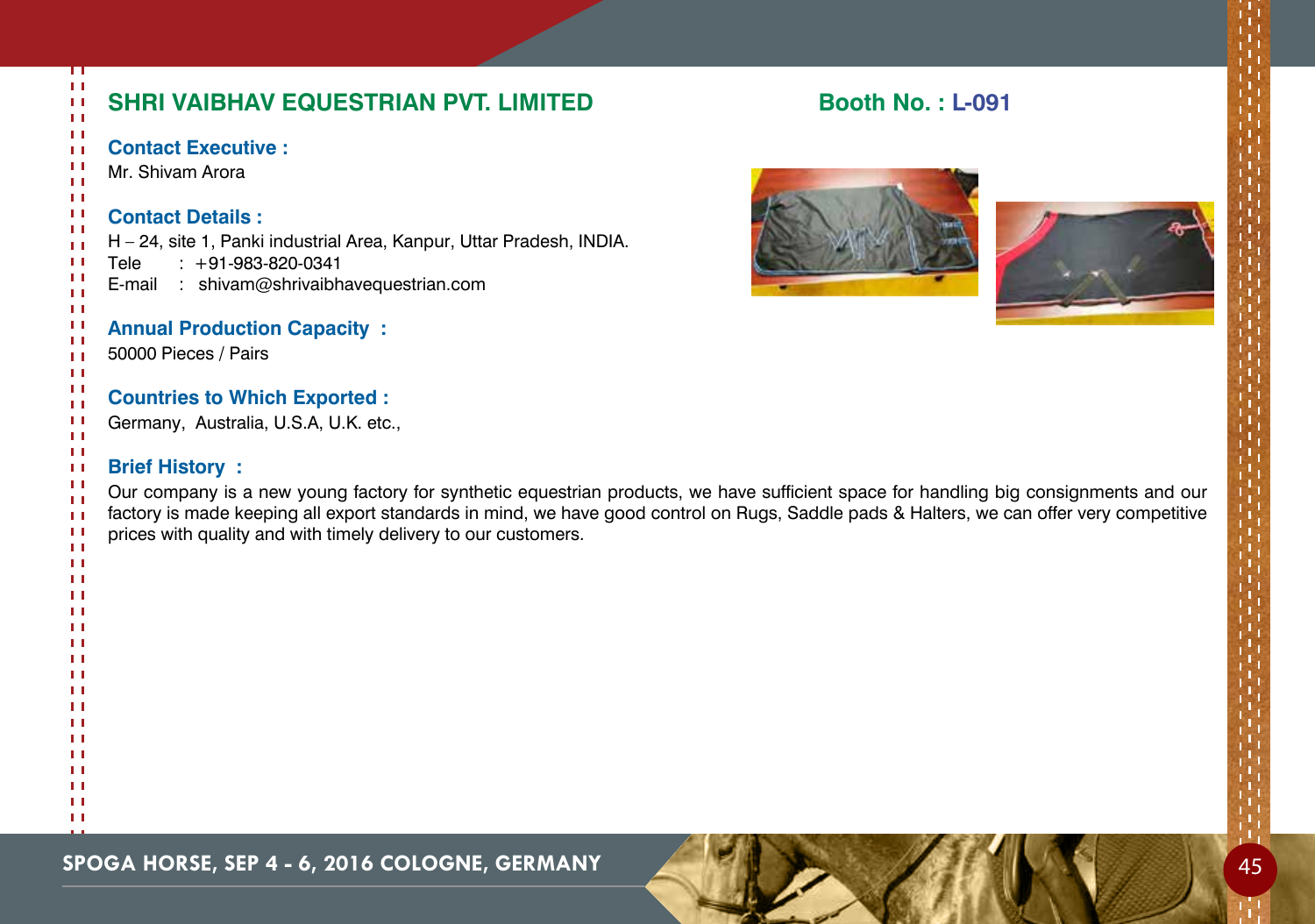## SHRI VAIBHAV EQUESTRIAN PVT. LIMITED

**Booth No. : L-091**

**Contact Executive :**

Mr. Shivam Arora

**Contact Details :**

H – 24, site 1, Panki industrial Area, Kanpur, Uttar Pradesh, INDIA.
Tele : +91-983-820-0341
E-mail : shivam@shrivaibhavequestrian.com

**Annual Production Capacity :**

50000 Pieces / Pairs

**Countries to Which Exported :**

Germany, Australia, U.S.A, U.K. etc.,

**Brief History :**

Our company is a new young factory for synthetic equestrian products, we have sufficient space for handling big consignments and our factory is made keeping all export standards in mind, we have good control on Rugs, Saddle pads & Halters, we can offer very competitive prices with quality and with timely delivery to our customers.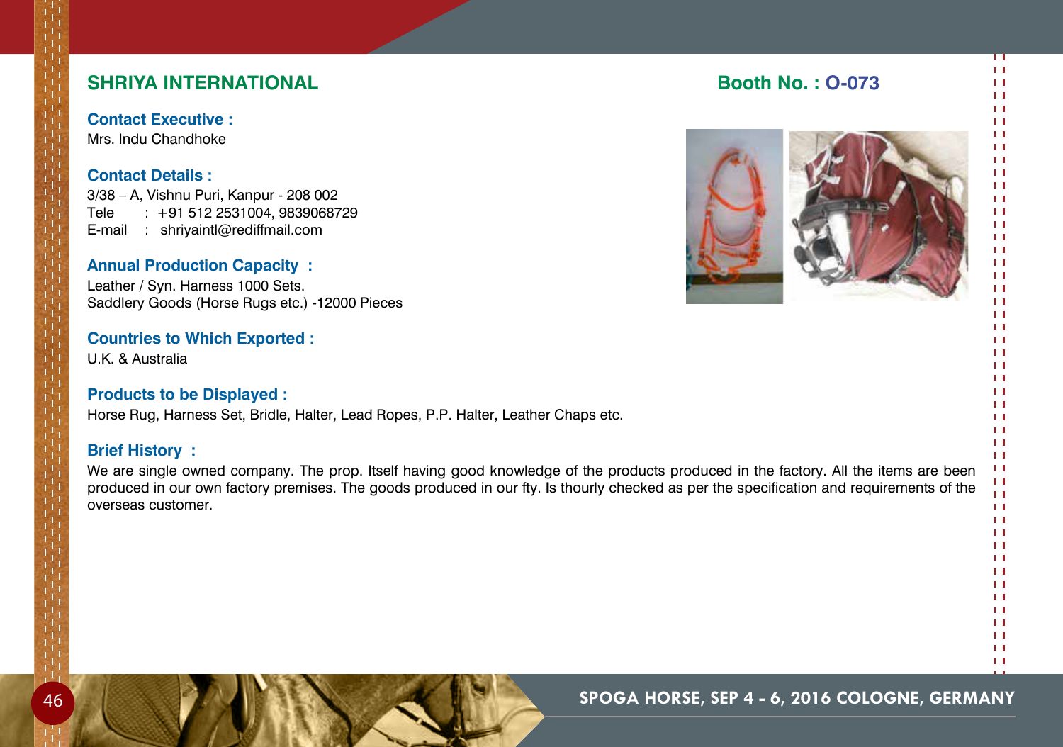## SHRIYA INTERNATIONAL

**Booth No. : O-073**

**Contact Executive :**
Mrs. Indu Chandhoke

**Contact Details :**
3/38 – A, Vishnu Puri, Kanpur - 208 002
Tele : +91 512 2531004, 9839068729
E-mail : shriyaintl@rediffmail.com

**Annual Production Capacity :**
Leather / Syn. Harness 1000 Sets.
Saddlery Goods (Horse Rugs etc.) -12000 Pieces

**Countries to Which Exported :**
U.K. & Australia

**Products to be Displayed :**
Horse Rug, Harness Set, Bridle, Halter, Lead Ropes, P.P. Halter, Leather Chaps etc.

**Brief History :**
We are single owned company. The prop. Itself having good knowledge of the products produced in the factory. All the items are been produced in our own factory premises. The goods produced in our fty. Is thourly checked as per the specification and requirements of the overseas customer.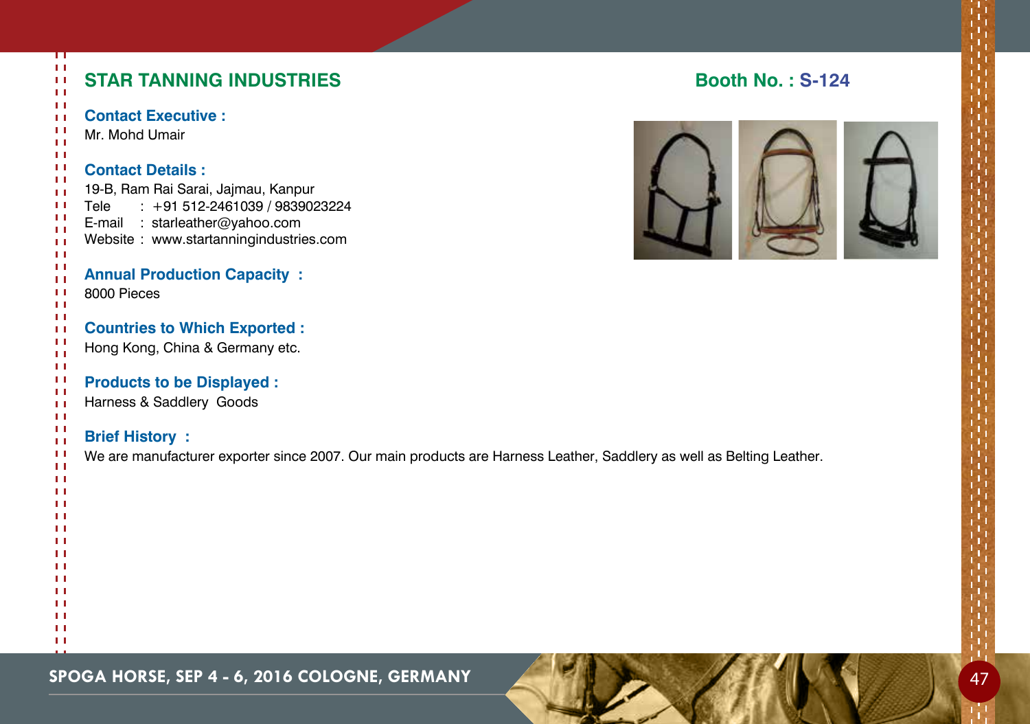## STAR TANNING INDUSTRIES

**Booth No. : S-124**

**Contact Executive :**
Mr. Mohd Umair

**Contact Details :**
19-B, Ram Rai Sarai, Jajmau, Kanpur
Tele : +91 512-2461039 / 9839023224
E-mail : starleather@yahoo.com
Website : www.startanningindustries.com

**Annual Production Capacity :**
8000 Pieces

**Countries to Which Exported :**
Hong Kong, China & Germany etc.

**Products to be Displayed :**
Harness & Saddlery Goods

**Brief History :**
We are manufacturer exporter since 2007. Our main products are Harness Leather, Saddlery as well as Belting Leather.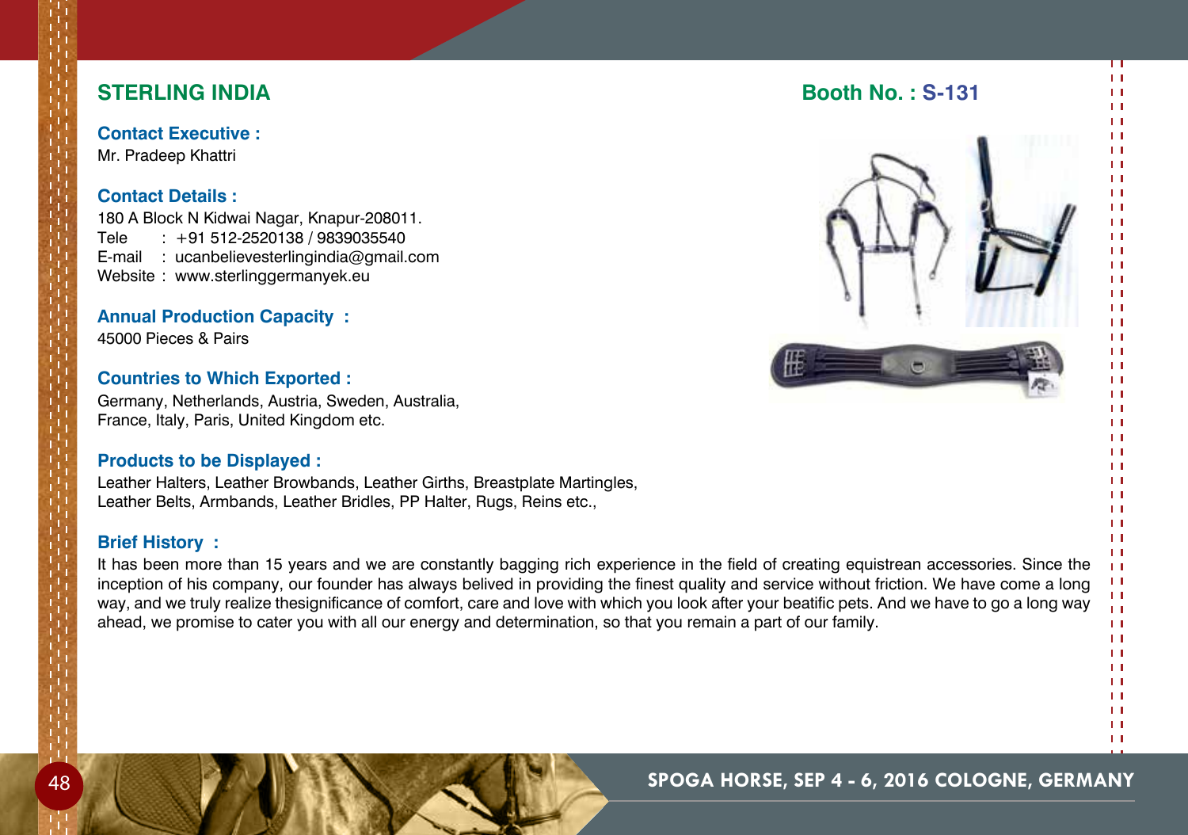## STERLING INDIA

**Booth No. : S-131**

### Contact Executive :

Mr. Pradeep Khattri

### Contact Details :

180 A Block N Kidwai Nagar, Knapur-208011.
Tele : +91 512-2520138 / 9839035540
E-mail : ucanbelievesterlingindia@gmail.com
Website : www.sterlinggermanyek.eu

### Annual Production Capacity :

45000 Pieces & Pairs

### Countries to Which Exported :

Germany, Netherlands, Austria, Sweden, Australia, France, Italy, Paris, United Kingdom etc.

### Products to be Displayed :

Leather Halters, Leather Browbands, Leather Girths, Breastplate Martingles, Leather Belts, Armbands, Leather Bridles, PP Halter, Rugs, Reins etc.,

### Brief History :

It has been more than 15 years and we are constantly bagging rich experience in the field of creating equistrean accessories. Since the inception of his company, our founder has always belived in providing the finest quality and service without friction. We have come a long way, and we truly realize thesignificance of comfort, care and love with which you look after your beatific pets. And we have to go a long way ahead, we promise to cater you with all our energy and determination, so that you remain a part of our family.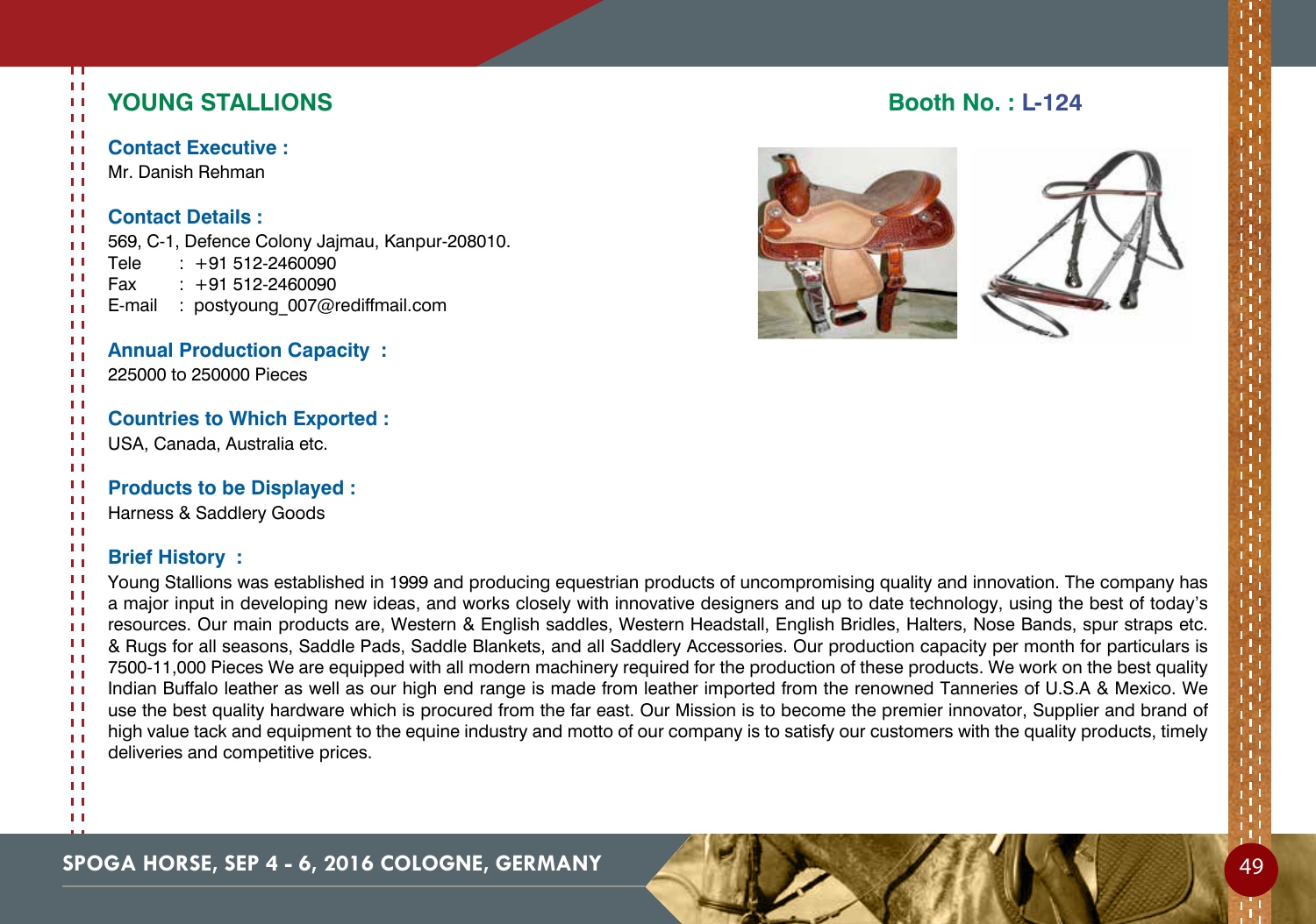## YOUNG STALLIONS

**Booth No. : L-124**

**Contact Executive :**
Mr. Danish Rehman

**Contact Details :**
569, C-1, Defence Colony Jajmau, Kanpur-208010.
Tele : +91 512-2460090
Fax : +91 512-2460090
E-mail : postyoung_007@rediffmail.com

**Annual Production Capacity :**
225000 to 250000 Pieces

**Countries to Which Exported :**
USA, Canada, Australia etc.

**Products to be Displayed :**
Harness & Saddlery Goods

**Brief History :**
Young Stallions was established in 1999 and producing equestrian products of uncompromising quality and innovation. The company has a major input in developing new ideas, and works closely with innovative designers and up to date technology, using the best of today's resources. Our main products are, Western & English saddles, Western Headstall, English Bridles, Halters, Nose Bands, spur straps etc. & Rugs for all seasons, Saddle Pads, Saddle Blankets, and all Saddlery Accessories. Our production capacity per month for particulars is 7500-11,000 Pieces We are equipped with all modern machinery required for the production of these products. We work on the best quality Indian Buffalo leather as well as our high end range is made from leather imported from the renowned Tanneries of U.S.A & Mexico. We use the best quality hardware which is procured from the far east. Our Mission is to become the premier innovator, Supplier and brand of high value tack and equipment to the equine industry and motto of our company is to satisfy our customers with the quality products, timely deliveries and competitive prices.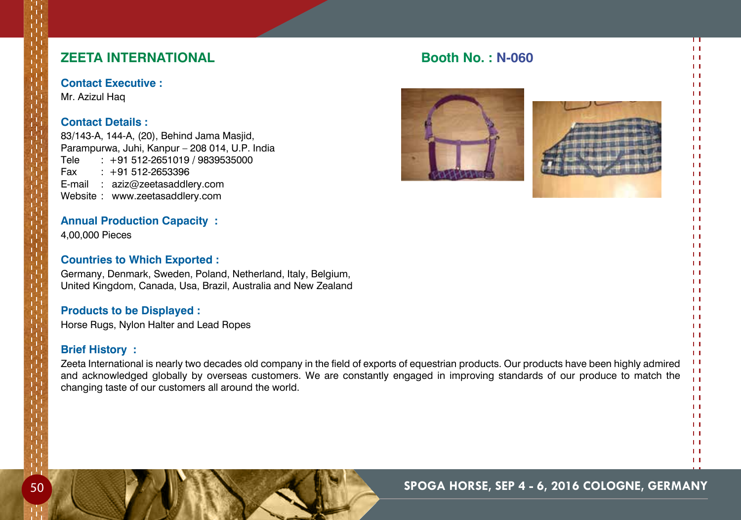## ZEETA INTERNATIONAL

**Booth No. : N-060**

**Contact Executive :**

Mr. Azizul Haq

**Contact Details :**

83/143-A, 144-A, (20), Behind Jama Masjid,
Parampurwa, Juhi, Kanpur – 208 014, U.P. India
Tele : +91 512-2651019 / 9839535000
Fax : +91 512-2653396
E-mail : aziz@zeetasaddlery.com
Website : www.zeetasaddlery.com

**Annual Production Capacity :**

4,00,000 Pieces

**Countries to Which Exported :**

Germany, Denmark, Sweden, Poland, Netherland, Italy, Belgium, United Kingdom, Canada, Usa, Brazil, Australia and New Zealand

**Products to be Displayed :**

Horse Rugs, Nylon Halter and Lead Ropes

**Brief History :**

Zeeta International is nearly two decades old company in the field of exports of equestrian products. Our products have been highly admired and acknowledged globally by overseas customers. We are constantly engaged in improving standards of our produce to match the changing taste of our customers all around the world.